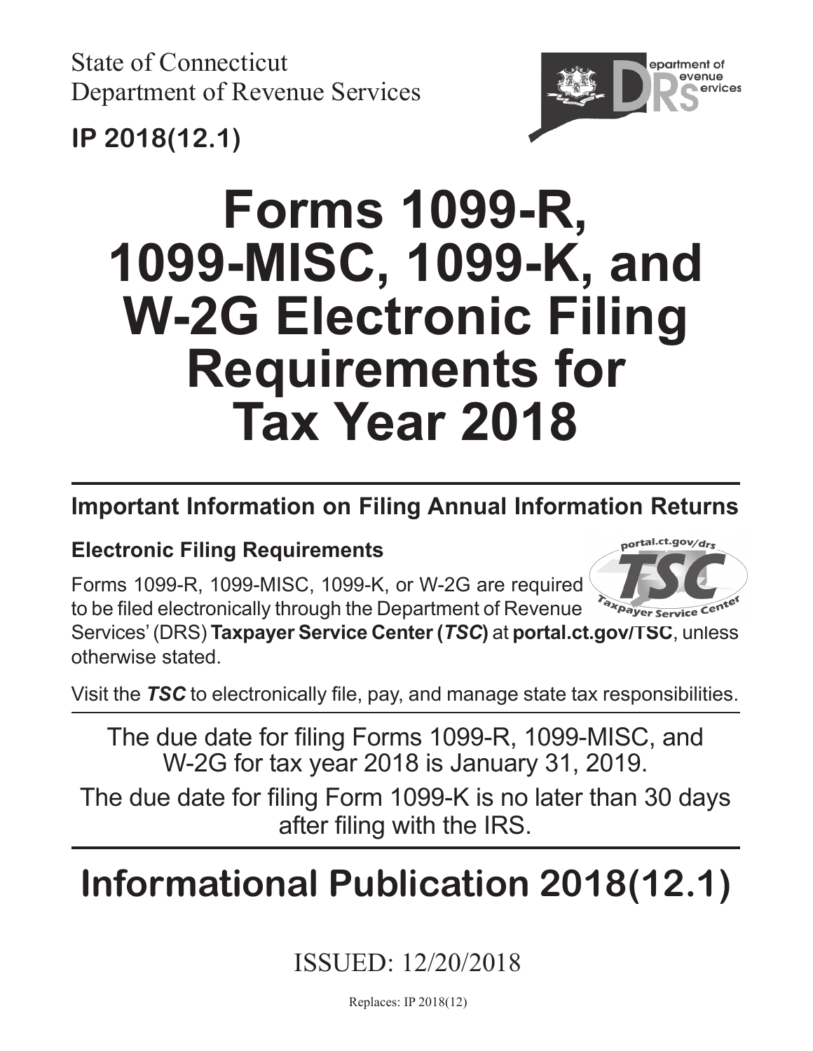State of Connecticut
Department of Revenue Services

**IP 2018(12.1)**

# Forms 1099-R, 1099-MISC, 1099-K, and W-2G Electronic Filing Requirements for Tax Year 2018

## Important Information on Filing Annual Information Returns

### Electronic Filing Requirements

Forms 1099-R, 1099-MISC, 1099-K, or W-2G are required to be filed electronically through the Department of Revenue Services' (DRS) **Taxpayer Service Center (*TSC*)** at **portal.ct.gov/TSC**, unless otherwise stated.

Visit the ***TSC*** to electronically file, pay, and manage state tax responsibilities.

The due date for filing Forms 1099-R, 1099-MISC, and W-2G for tax year 2018 is January 31, 2019.

The due date for filing Form 1099-K is no later than 30 days after filing with the IRS.

# Informational Publication 2018(12.1)

ISSUED: 12/20/2018

Replaces: IP 2018(12)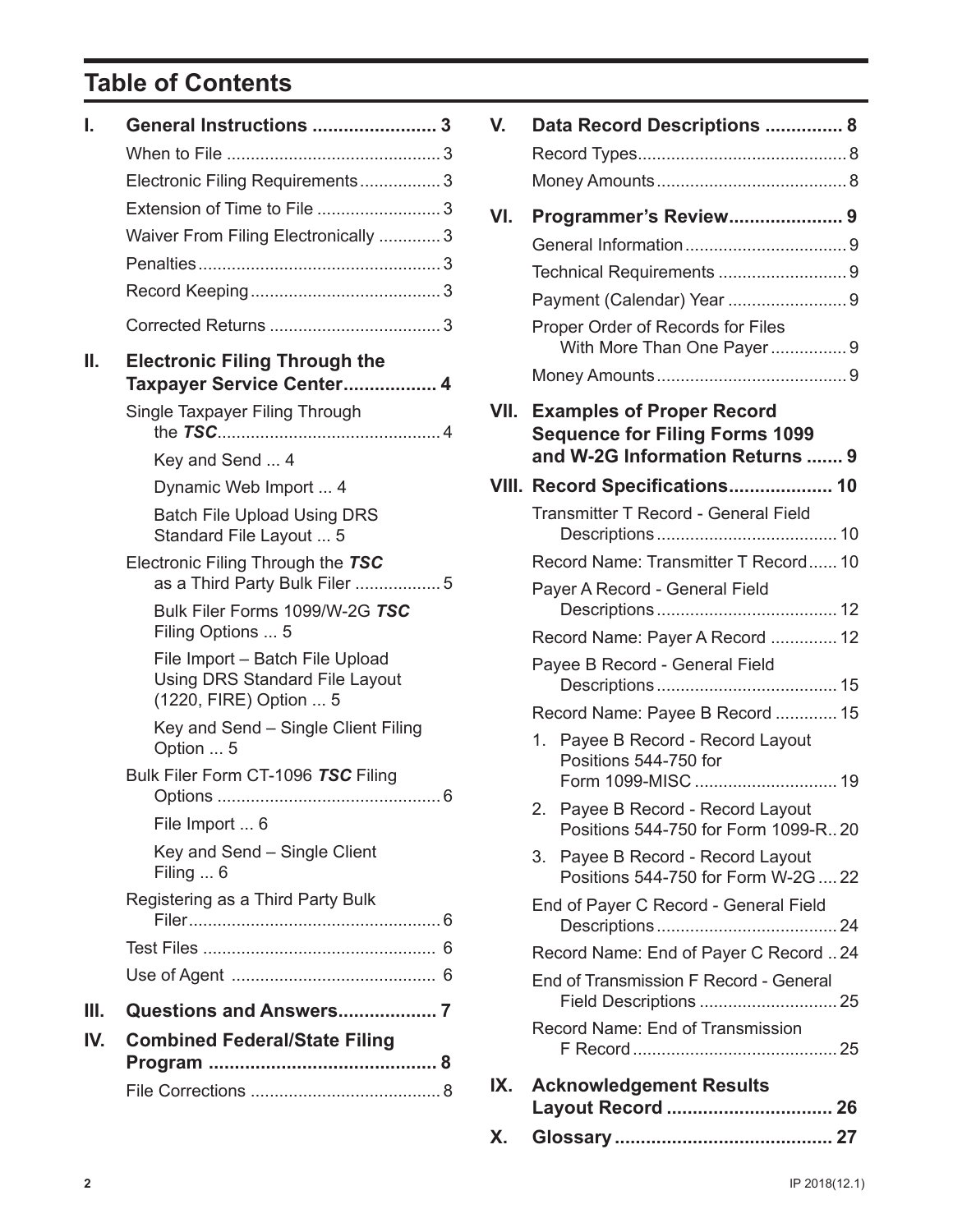# Table of Contents

**I. General Instructions ........................ 3**

- When to File ............................................. 3
- Electronic Filing Requirements ................. 3
- Extension of Time to File .......................... 3
- Waiver From Filing Electronically ............. 3
- Penalties ................................................... 3
- Record Keeping ......................................... 3
- Corrected Returns .................................... 3

**II. Electronic Filing Through the Taxpayer Service Center.................. 4**

- Single Taxpayer Filing Through the ***TSC*** ............................................... 4
  - Key and Send ... 4
  - Dynamic Web Import ... 4
  - Batch File Upload Using DRS Standard File Layout ... 5
- Electronic Filing Through the ***TSC*** as a Third Party Bulk Filer .................. 5
  - Bulk Filer Forms 1099/W-2G ***TSC*** Filing Options ... 5
  - File Import – Batch File Upload Using DRS Standard File Layout (1220, FIRE) Option ... 5
  - Key and Send – Single Client Filing Option ... 5
- Bulk Filer Form CT-1096 ***TSC*** Filing Options ............................................... 6
  - File Import ... 6
  - Key and Send – Single Client Filing ... 6
- Registering as a Third Party Bulk Filer ..................................................... 6
- Test Files ................................................. 6
- Use of Agent ........................................... 6

**III. Questions and Answers................... 7**

**IV. Combined Federal/State Filing Program ............................................ 8**

- File Corrections ........................................ 8

**V. Data Record Descriptions ............... 8**

- Record Types............................................ 8
- Money Amounts ........................................ 8

**VI. Programmer's Review...................... 9**

- General Information .................................. 9
- Technical Requirements ........................... 9
- Payment (Calendar) Year ......................... 9
- Proper Order of Records for Files With More Than One Payer ................ 9
- Money Amounts ........................................ 9

**VII. Examples of Proper Record Sequence for Filing Forms 1099 and W-2G Information Returns ....... 9**

**VIII. Record Specifications.................... 10**

- Transmitter T Record - General Field Descriptions ...................................... 10
- Record Name: Transmitter T Record...... 10
- Payer A Record - General Field Descriptions ...................................... 12
- Record Name: Payer A Record .............. 12
- Payee B Record - General Field Descriptions ...................................... 15
- Record Name: Payee B Record ............. 15
  1. Payee B Record - Record Layout Positions 544-750 for Form 1099-MISC .............................. 19
  2. Payee B Record - Record Layout Positions 544-750 for Form 1099-R.. 20
  3. Payee B Record - Record Layout Positions 544-750 for Form W-2G .... 22
- End of Payer C Record - General Field Descriptions ...................................... 24
- Record Name: End of Payer C Record .. 24
- End of Transmission F Record - General Field Descriptions ............................. 25
- Record Name: End of Transmission F Record ........................................... 25

**IX. Acknowledgement Results Layout Record ................................ 26**

**X. Glossary .......................................... 27**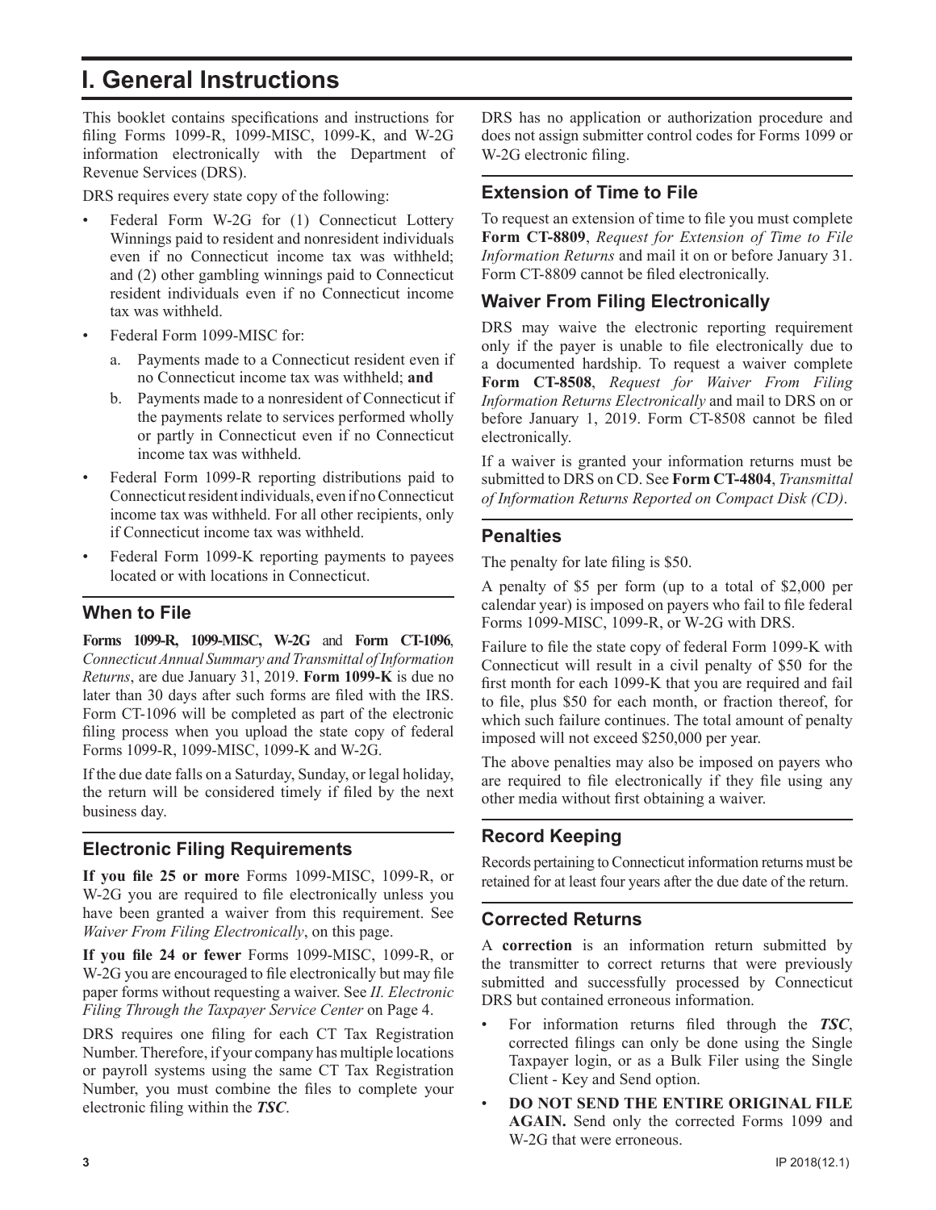# I. General Instructions

This booklet contains specifications and instructions for filing Forms 1099-R, 1099-MISC, 1099-K, and W-2G information electronically with the Department of Revenue Services (DRS).

DRS requires every state copy of the following:

- Federal Form W-2G for (1) Connecticut Lottery Winnings paid to resident and nonresident individuals even if no Connecticut income tax was withheld; and (2) other gambling winnings paid to Connecticut resident individuals even if no Connecticut income tax was withheld.
- Federal Form 1099-MISC for:
  a. Payments made to a Connecticut resident even if no Connecticut income tax was withheld; **and**
  b. Payments made to a nonresident of Connecticut if the payments relate to services performed wholly or partly in Connecticut even if no Connecticut income tax was withheld.
- Federal Form 1099-R reporting distributions paid to Connecticut resident individuals, even if no Connecticut income tax was withheld. For all other recipients, only if Connecticut income tax was withheld.
- Federal Form 1099-K reporting payments to payees located or with locations in Connecticut.

## When to File

**Forms 1099-R, 1099-MISC, W-2G** and **Form CT-1096**, *Connecticut Annual Summary and Transmittal of Information Returns*, are due January 31, 2019. **Form 1099-K** is due no later than 30 days after such forms are filed with the IRS. Form CT-1096 will be completed as part of the electronic filing process when you upload the state copy of federal Forms 1099-R, 1099-MISC, 1099-K and W-2G.

If the due date falls on a Saturday, Sunday, or legal holiday, the return will be considered timely if filed by the next business day.

## Electronic Filing Requirements

**If you file 25 or more** Forms 1099-MISC, 1099-R, or W-2G you are required to file electronically unless you have been granted a waiver from this requirement. See *Waiver From Filing Electronically*, on this page.

**If you file 24 or fewer** Forms 1099-MISC, 1099-R, or W-2G you are encouraged to file electronically but may file paper forms without requesting a waiver. See *II. Electronic Filing Through the Taxpayer Service Center* on Page 4.

DRS requires one filing for each CT Tax Registration Number. Therefore, if your company has multiple locations or payroll systems using the same CT Tax Registration Number, you must combine the files to complete your electronic filing within the ***TSC***.

DRS has no application or authorization procedure and does not assign submitter control codes for Forms 1099 or W-2G electronic filing.

## Extension of Time to File

To request an extension of time to file you must complete **Form CT-8809**, *Request for Extension of Time to File Information Returns* and mail it on or before January 31. Form CT-8809 cannot be filed electronically.

## Waiver From Filing Electronically

DRS may waive the electronic reporting requirement only if the payer is unable to file electronically due to a documented hardship. To request a waiver complete **Form CT-8508**, *Request for Waiver From Filing Information Returns Electronically* and mail to DRS on or before January 1, 2019. Form CT-8508 cannot be filed electronically.

If a waiver is granted your information returns must be submitted to DRS on CD. See **Form CT-4804**, *Transmittal of Information Returns Reported on Compact Disk (CD)*.

## Penalties

The penalty for late filing is $50.

A penalty of $5 per form (up to a total of $2,000 per calendar year) is imposed on payers who fail to file federal Forms 1099-MISC, 1099-R, or W-2G with DRS.

Failure to file the state copy of federal Form 1099-K with Connecticut will result in a civil penalty of $50 for the first month for each 1099-K that you are required and fail to file, plus $50 for each month, or fraction thereof, for which such failure continues. The total amount of penalty imposed will not exceed $250,000 per year.

The above penalties may also be imposed on payers who are required to file electronically if they file using any other media without first obtaining a waiver.

## Record Keeping

Records pertaining to Connecticut information returns must be retained for at least four years after the due date of the return.

## Corrected Returns

A **correction** is an information return submitted by the transmitter to correct returns that were previously submitted and successfully processed by Connecticut DRS but contained erroneous information.

- For information returns filed through the ***TSC***, corrected filings can only be done using the Single Taxpayer login, or as a Bulk Filer using the Single Client - Key and Send option.
- **DO NOT SEND THE ENTIRE ORIGINAL FILE AGAIN.** Send only the corrected Forms 1099 and W-2G that were erroneous.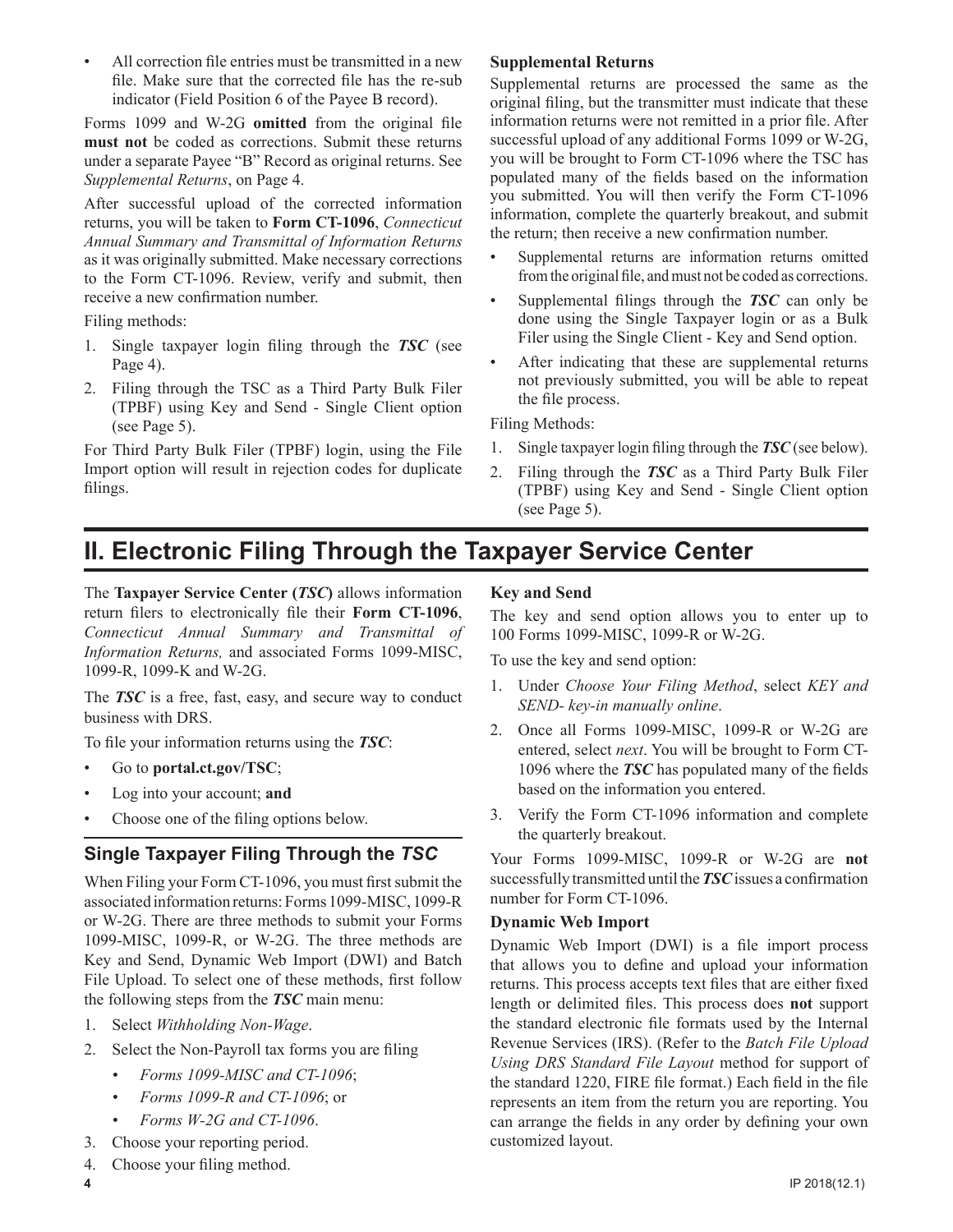- All correction file entries must be transmitted in a new file. Make sure that the corrected file has the re-sub indicator (Field Position 6 of the Payee B record).

Forms 1099 and W-2G **omitted** from the original file **must not** be coded as corrections. Submit these returns under a separate Payee "B" Record as original returns. See *Supplemental Returns*, on Page 4.

After successful upload of the corrected information returns, you will be taken to **Form CT-1096**, *Connecticut Annual Summary and Transmittal of Information Returns* as it was originally submitted. Make necessary corrections to the Form CT-1096. Review, verify and submit, then receive a new confirmation number.

Filing methods:

1. Single taxpayer login filing through the ***TSC*** (see Page 4).
2. Filing through the TSC as a Third Party Bulk Filer (TPBF) using Key and Send - Single Client option (see Page 5).

For Third Party Bulk Filer (TPBF) login, using the File Import option will result in rejection codes for duplicate filings.

**Supplemental Returns**

Supplemental returns are processed the same as the original filing, but the transmitter must indicate that these information returns were not remitted in a prior file. After successful upload of any additional Forms 1099 or W-2G, you will be brought to Form CT-1096 where the TSC has populated many of the fields based on the information you submitted. You will then verify the Form CT-1096 information, complete the quarterly breakout, and submit the return; then receive a new confirmation number.

- Supplemental returns are information returns omitted from the original file, and must not be coded as corrections.
- Supplemental filings through the ***TSC*** can only be done using the Single Taxpayer login or as a Bulk Filer using the Single Client - Key and Send option.
- After indicating that these are supplemental returns not previously submitted, you will be able to repeat the file process.

Filing Methods:

1. Single taxpayer login filing through the ***TSC*** (see below).
2. Filing through the ***TSC*** as a Third Party Bulk Filer (TPBF) using Key and Send - Single Client option (see Page 5).

# II. Electronic Filing Through the Taxpayer Service Center

The **Taxpayer Service Center (*TSC*)** allows information return filers to electronically file their **Form CT-1096**, *Connecticut Annual Summary and Transmittal of Information Returns,* and associated Forms 1099-MISC, 1099-R, 1099-K and W-2G.

The ***TSC*** is a free, fast, easy, and secure way to conduct business with DRS.

To file your information returns using the ***TSC***:

- Go to **portal.ct.gov/TSC**;
- Log into your account; **and**
- Choose one of the filing options below.

## Single Taxpayer Filing Through the *TSC*

When Filing your Form CT-1096, you must first submit the associated information returns: Forms 1099-MISC, 1099-R or W-2G. There are three methods to submit your Forms 1099-MISC, 1099-R, or W-2G. The three methods are Key and Send, Dynamic Web Import (DWI) and Batch File Upload. To select one of these methods, first follow the following steps from the ***TSC*** main menu:

1. Select *Withholding Non-Wage*.
2. Select the Non-Payroll tax forms you are filing
   - *Forms 1099-MISC and CT-1096*;
   - *Forms 1099-R and CT-1096*; or
   - *Forms W-2G and CT-1096*.
3. Choose your reporting period.
4. Choose your filing method.

**Key and Send**

The key and send option allows you to enter up to 100 Forms 1099-MISC, 1099-R or W-2G.

To use the key and send option:

1. Under *Choose Your Filing Method*, select *KEY and SEND- key-in manually online*.
2. Once all Forms 1099-MISC, 1099-R or W-2G are entered, select *next*. You will be brought to Form CT-1096 where the ***TSC*** has populated many of the fields based on the information you entered.
3. Verify the Form CT-1096 information and complete the quarterly breakout.

Your Forms 1099-MISC, 1099-R or W-2G are **not** successfully transmitted until the ***TSC*** issues a confirmation number for Form CT-1096.

**Dynamic Web Import**

Dynamic Web Import (DWI) is a file import process that allows you to define and upload your information returns. This process accepts text files that are either fixed length or delimited files. This process does **not** support the standard electronic file formats used by the Internal Revenue Services (IRS). (Refer to the *Batch File Upload Using DRS Standard File Layout* method for support of the standard 1220, FIRE file format.) Each field in the file represents an item from the return you are reporting. You can arrange the fields in any order by defining your own customized layout.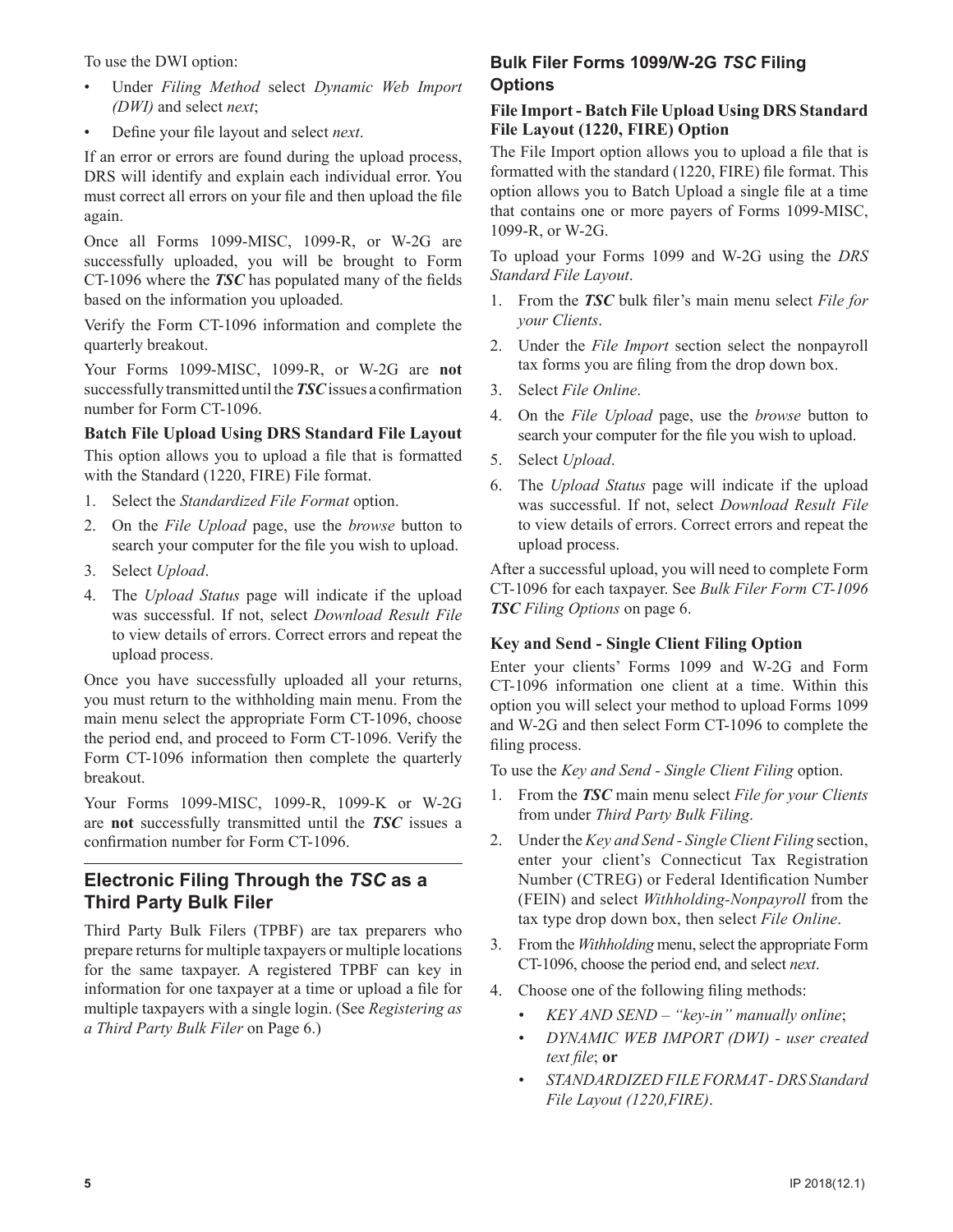To use the DWI option:

- Under *Filing Method* select *Dynamic Web Import (DWI)* and select *next*;
- Define your file layout and select *next*.

If an error or errors are found during the upload process, DRS will identify and explain each individual error. You must correct all errors on your file and then upload the file again.

Once all Forms 1099-MISC, 1099-R, or W-2G are successfully uploaded, you will be brought to Form CT-1096 where the ***TSC*** has populated many of the fields based on the information you uploaded.

Verify the Form CT-1096 information and complete the quarterly breakout.

Your Forms 1099-MISC, 1099-R, or W-2G are **not** successfully transmitted until the ***TSC*** issues a confirmation number for Form CT-1096.

**Batch File Upload Using DRS Standard File Layout**

This option allows you to upload a file that is formatted with the Standard (1220, FIRE) File format.

1. Select the *Standardized File Format* option.
2. On the *File Upload* page, use the *browse* button to search your computer for the file you wish to upload.
3. Select *Upload*.
4. The *Upload Status* page will indicate if the upload was successful. If not, select *Download Result File* to view details of errors. Correct errors and repeat the upload process.

Once you have successfully uploaded all your returns, you must return to the withholding main menu. From the main menu select the appropriate Form CT-1096, choose the period end, and proceed to Form CT-1096. Verify the Form CT-1096 information then complete the quarterly breakout.

Your Forms 1099-MISC, 1099-R, 1099-K or W-2G are **not** successfully transmitted until the ***TSC*** issues a confirmation number for Form CT-1096.

## Electronic Filing Through the *TSC* as a Third Party Bulk Filer

Third Party Bulk Filers (TPBF) are tax preparers who prepare returns for multiple taxpayers or multiple locations for the same taxpayer. A registered TPBF can key in information for one taxpayer at a time or upload a file for multiple taxpayers with a single login. (See *Registering as a Third Party Bulk Filer* on Page 6.)

## Bulk Filer Forms 1099/W-2G *TSC* Filing Options

### File Import - Batch File Upload Using DRS Standard File Layout (1220, FIRE) Option

The File Import option allows you to upload a file that is formatted with the standard (1220, FIRE) file format. This option allows you to Batch Upload a single file at a time that contains one or more payers of Forms 1099-MISC, 1099-R, or W-2G.

To upload your Forms 1099 and W-2G using the *DRS Standard File Layout*.

1. From the ***TSC*** bulk filer's main menu select *File for your Clients*.
2. Under the *File Import* section select the nonpayroll tax forms you are filing from the drop down box.
3. Select *File Online*.
4. On the *File Upload* page, use the *browse* button to search your computer for the file you wish to upload.
5. Select *Upload*.
6. The *Upload Status* page will indicate if the upload was successful. If not, select *Download Result File* to view details of errors. Correct errors and repeat the upload process.

After a successful upload, you will need to complete Form CT-1096 for each taxpayer. See *Bulk Filer Form CT-1096* ***TSC*** *Filing Options* on page 6.

### Key and Send - Single Client Filing Option

Enter your clients' Forms 1099 and W-2G and Form CT-1096 information one client at a time. Within this option you will select your method to upload Forms 1099 and W-2G and then select Form CT-1096 to complete the filing process.

To use the *Key and Send - Single Client Filing* option.

1. From the ***TSC*** main menu select *File for your Clients* from under *Third Party Bulk Filing*.
2. Under the *Key and Send - Single Client Filing* section, enter your client's Connecticut Tax Registration Number (CTREG) or Federal Identification Number (FEIN) and select *Withholding-Nonpayroll* from the tax type drop down box, then select *File Online*.
3. From the *Withholding* menu, select the appropriate Form CT-1096, choose the period end, and select *next*.
4. Choose one of the following filing methods:
   - *KEY AND SEND – "key-in" manually online*;
   - *DYNAMIC WEB IMPORT (DWI) - user created text file*; **or**
   - *STANDARDIZED FILE FORMAT - DRS Standard File Layout (1220,FIRE)*.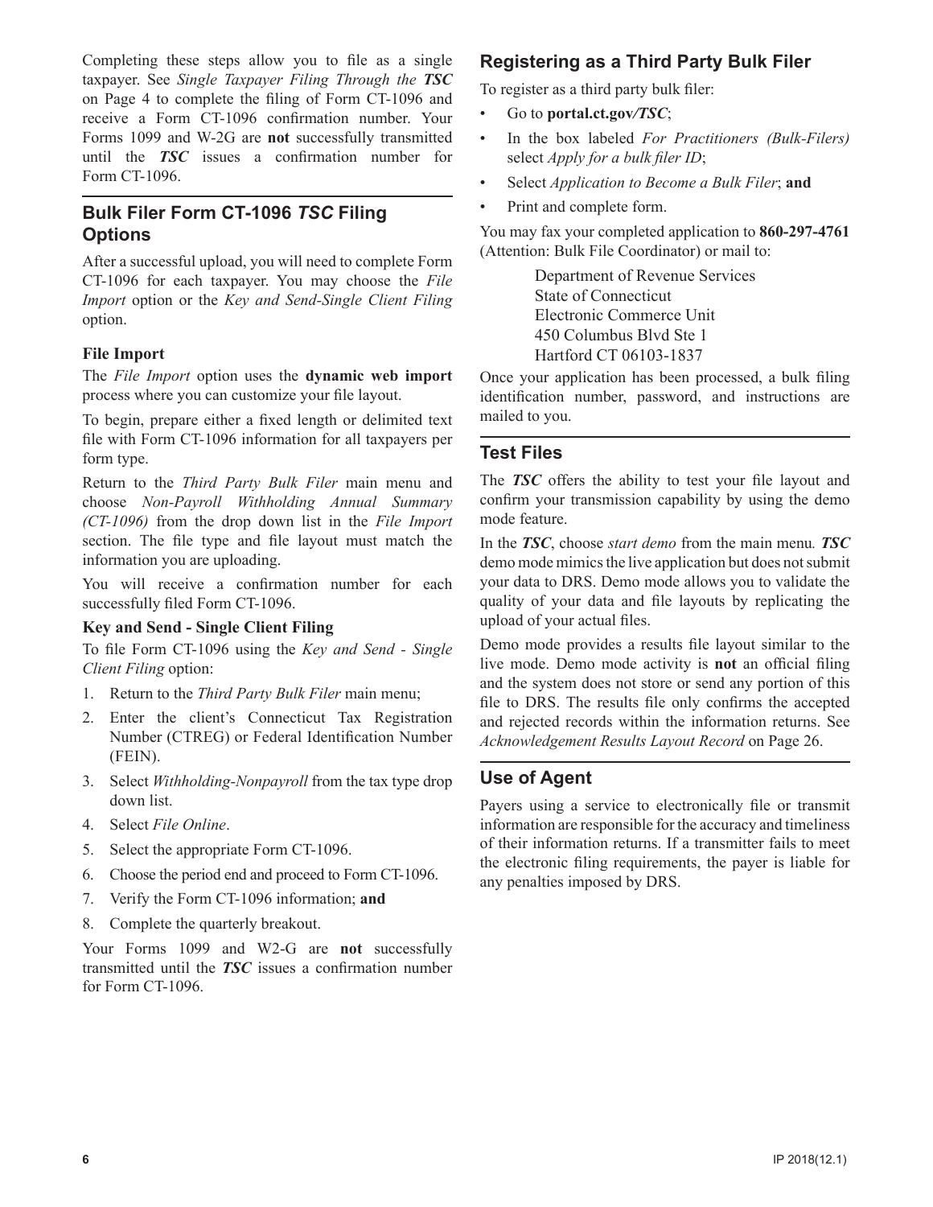Completing these steps allow you to file as a single taxpayer. See *Single Taxpayer Filing Through the **TSC*** on Page 4 to complete the filing of Form CT-1096 and receive a Form CT-1096 confirmation number. Your Forms 1099 and W-2G are **not** successfully transmitted until the ***TSC*** issues a confirmation number for Form CT-1096.

## Bulk Filer Form CT-1096 *TSC* Filing Options

After a successful upload, you will need to complete Form CT-1096 for each taxpayer. You may choose the *File Import* option or the *Key and Send-Single Client Filing* option.

### File Import

The *File Import* option uses the **dynamic web import** process where you can customize your file layout.

To begin, prepare either a fixed length or delimited text file with Form CT-1096 information for all taxpayers per form type.

Return to the *Third Party Bulk Filer* main menu and choose *Non-Payroll Withholding Annual Summary (CT-1096)* from the drop down list in the *File Import* section. The file type and file layout must match the information you are uploading.

You will receive a confirmation number for each successfully filed Form CT-1096.

### Key and Send - Single Client Filing

To file Form CT-1096 using the *Key and Send - Single Client Filing* option:

1. Return to the *Third Party Bulk Filer* main menu;
2. Enter the client's Connecticut Tax Registration Number (CTREG) or Federal Identification Number (FEIN).
3. Select *Withholding-Nonpayroll* from the tax type drop down list.
4. Select *File Online*.
5. Select the appropriate Form CT-1096.
6. Choose the period end and proceed to Form CT-1096.
7. Verify the Form CT-1096 information; **and**
8. Complete the quarterly breakout.

Your Forms 1099 and W2-G are **not** successfully transmitted until the ***TSC*** issues a confirmation number for Form CT-1096.

## Registering as a Third Party Bulk Filer

To register as a third party bulk filer:

- Go to **portal.ct.gov*/TSC***;
- In the box labeled *For Practitioners (Bulk-Filers)* select *Apply for a bulk filer ID*;
- Select *Application to Become a Bulk Filer*; **and**
- Print and complete form.

You may fax your completed application to **860-297-4761** (Attention: Bulk File Coordinator) or mail to:

Department of Revenue Services
State of Connecticut
Electronic Commerce Unit
450 Columbus Blvd Ste 1
Hartford CT 06103-1837

Once your application has been processed, a bulk filing identification number, password, and instructions are mailed to you.

## Test Files

The ***TSC*** offers the ability to test your file layout and confirm your transmission capability by using the demo mode feature.

In the ***TSC***, choose *start demo* from the main menu. ***TSC*** demo mode mimics the live application but does not submit your data to DRS. Demo mode allows you to validate the quality of your data and file layouts by replicating the upload of your actual files.

Demo mode provides a results file layout similar to the live mode. Demo mode activity is **not** an official filing and the system does not store or send any portion of this file to DRS. The results file only confirms the accepted and rejected records within the information returns. See *Acknowledgement Results Layout Record* on Page 26.

## Use of Agent

Payers using a service to electronically file or transmit information are responsible for the accuracy and timeliness of their information returns. If a transmitter fails to meet the electronic filing requirements, the payer is liable for any penalties imposed by DRS.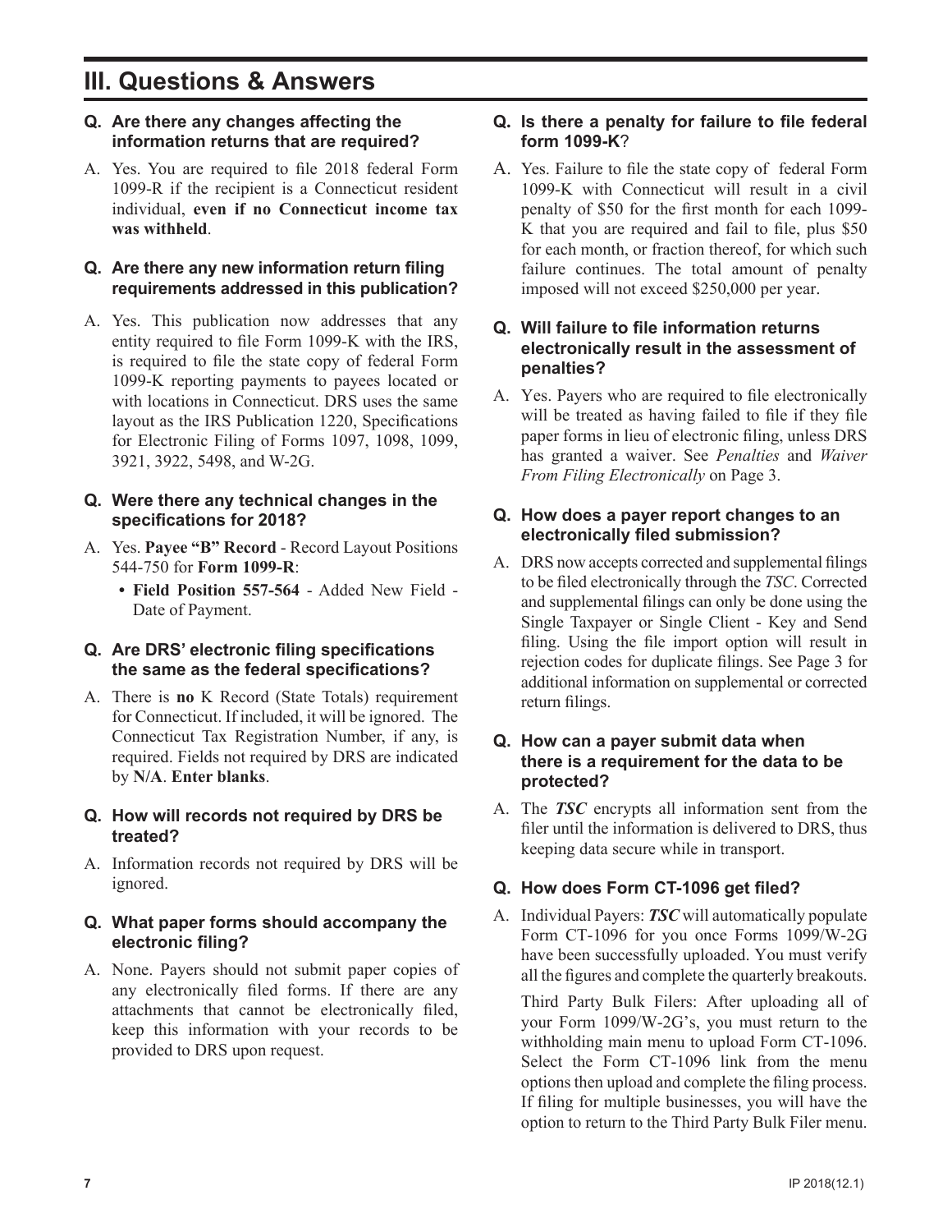## III. Questions & Answers

**Q. Are there any changes affecting the information returns that are required?**

A. Yes. You are required to file 2018 federal Form 1099-R if the recipient is a Connecticut resident individual, **even if no Connecticut income tax was withheld**.

**Q. Are there any new information return filing requirements addressed in this publication?**

A. Yes. This publication now addresses that any entity required to file Form 1099-K with the IRS, is required to file the state copy of federal Form 1099-K reporting payments to payees located or with locations in Connecticut. DRS uses the same layout as the IRS Publication 1220, Specifications for Electronic Filing of Forms 1097, 1098, 1099, 3921, 3922, 5498, and W-2G.

**Q. Were there any technical changes in the specifications for 2018?**

A. Yes. **Payee "B" Record** - Record Layout Positions 544-750 for **Form 1099-R**:

- **Field Position 557-564** - Added New Field - Date of Payment.

**Q. Are DRS' electronic filing specifications the same as the federal specifications?**

A. There is **no** K Record (State Totals) requirement for Connecticut. If included, it will be ignored. The Connecticut Tax Registration Number, if any, is required. Fields not required by DRS are indicated by **N/A**. **Enter blanks**.

**Q. How will records not required by DRS be treated?**

A. Information records not required by DRS will be ignored.

**Q. What paper forms should accompany the electronic filing?**

A. None. Payers should not submit paper copies of any electronically filed forms. If there are any attachments that cannot be electronically filed, keep this information with your records to be provided to DRS upon request.

**Q. Is there a penalty for failure to file federal form 1099-K?**

A. Yes. Failure to file the state copy of federal Form 1099-K with Connecticut will result in a civil penalty of $50 for the first month for each 1099-K that you are required and fail to file, plus $50 for each month, or fraction thereof, for which such failure continues. The total amount of penalty imposed will not exceed $250,000 per year.

**Q. Will failure to file information returns electronically result in the assessment of penalties?**

A. Yes. Payers who are required to file electronically will be treated as having failed to file if they file paper forms in lieu of electronic filing, unless DRS has granted a waiver. See *Penalties* and *Waiver From Filing Electronically* on Page 3.

**Q. How does a payer report changes to an electronically filed submission?**

A. DRS now accepts corrected and supplemental filings to be filed electronically through the *TSC*. Corrected and supplemental filings can only be done using the Single Taxpayer or Single Client - Key and Send filing. Using the file import option will result in rejection codes for duplicate filings. See Page 3 for additional information on supplemental or corrected return filings.

**Q. How can a payer submit data when there is a requirement for the data to be protected?**

A. The ***TSC*** encrypts all information sent from the filer until the information is delivered to DRS, thus keeping data secure while in transport.

**Q. How does Form CT-1096 get filed?**

A. Individual Payers: ***TSC*** will automatically populate Form CT-1096 for you once Forms 1099/W-2G have been successfully uploaded. You must verify all the figures and complete the quarterly breakouts.

Third Party Bulk Filers: After uploading all of your Form 1099/W-2G's, you must return to the withholding main menu to upload Form CT-1096. Select the Form CT-1096 link from the menu options then upload and complete the filing process. If filing for multiple businesses, you will have the option to return to the Third Party Bulk Filer menu.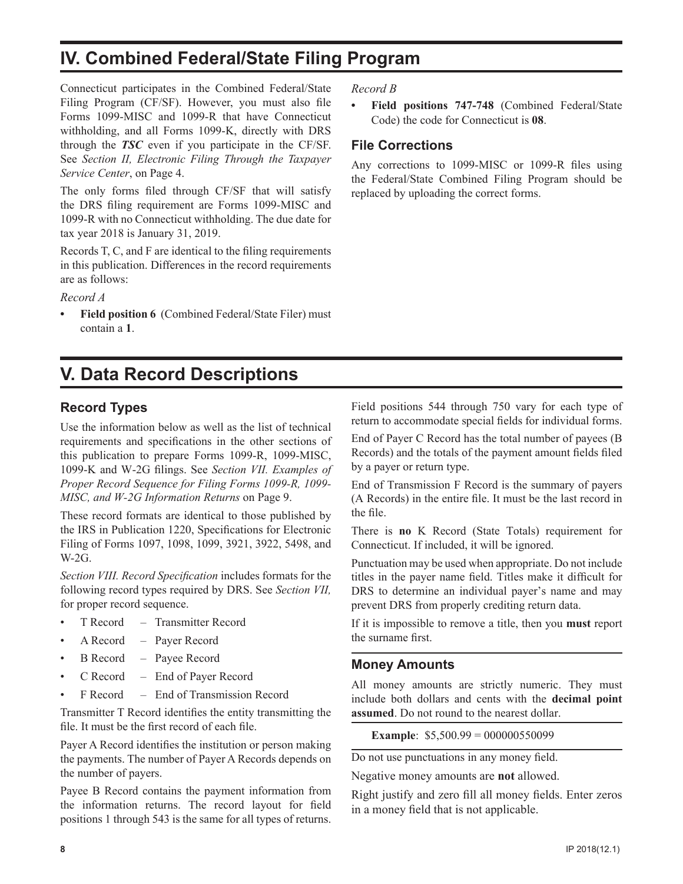# IV. Combined Federal/State Filing Program

Connecticut participates in the Combined Federal/State Filing Program (CF/SF). However, you must also file Forms 1099-MISC and 1099-R that have Connecticut withholding, and all Forms 1099-K, directly with DRS through the ***TSC*** even if you participate in the CF/SF. See *Section II, Electronic Filing Through the Taxpayer Service Center*, on Page 4.

The only forms filed through CF/SF that will satisfy the DRS filing requirement are Forms 1099-MISC and 1099-R with no Connecticut withholding. The due date for tax year 2018 is January 31, 2019.

Records T, C, and F are identical to the filing requirements in this publication. Differences in the record requirements are as follows:

*Record A*

- **Field position 6** (Combined Federal/State Filer) must contain a **1**.

*Record B*

- **Field positions 747-748** (Combined Federal/State Code) the code for Connecticut is **08**.

### File Corrections

Any corrections to 1099-MISC or 1099-R files using the Federal/State Combined Filing Program should be replaced by uploading the correct forms.

# V. Data Record Descriptions

### Record Types

Use the information below as well as the list of technical requirements and specifications in the other sections of this publication to prepare Forms 1099-R, 1099-MISC, 1099-K and W-2G filings. See *Section VII. Examples of Proper Record Sequence for Filing Forms 1099-R, 1099-MISC, and W-2G Information Returns* on Page 9.

These record formats are identical to those published by the IRS in Publication 1220, Specifications for Electronic Filing of Forms 1097, 1098, 1099, 3921, 3922, 5498, and W-2G.

*Section VIII. Record Specification* includes formats for the following record types required by DRS. See *Section VII,* for proper record sequence.

- T Record – Transmitter Record
- A Record – Payer Record
- B Record – Payee Record
- C Record – End of Payer Record
- F Record – End of Transmission Record

Transmitter T Record identifies the entity transmitting the file. It must be the first record of each file.

Payer A Record identifies the institution or person making the payments. The number of Payer A Records depends on the number of payers.

Payee B Record contains the payment information from the information returns. The record layout for field positions 1 through 543 is the same for all types of returns. Field positions 544 through 750 vary for each type of return to accommodate special fields for individual forms.

End of Payer C Record has the total number of payees (B Records) and the totals of the payment amount fields filed by a payer or return type.

End of Transmission F Record is the summary of payers (A Records) in the entire file. It must be the last record in the file.

There is **no** K Record (State Totals) requirement for Connecticut. If included, it will be ignored.

Punctuation may be used when appropriate. Do not include titles in the payer name field. Titles make it difficult for DRS to determine an individual payer's name and may prevent DRS from properly crediting return data.

If it is impossible to remove a title, then you **must** report the surname first.

### Money Amounts

All money amounts are strictly numeric. They must include both dollars and cents with the **decimal point assumed**. Do not round to the nearest dollar.

**Example**: $5,500.99 = 000000550099

Do not use punctuations in any money field.

Negative money amounts are **not** allowed.

Right justify and zero fill all money fields. Enter zeros in a money field that is not applicable.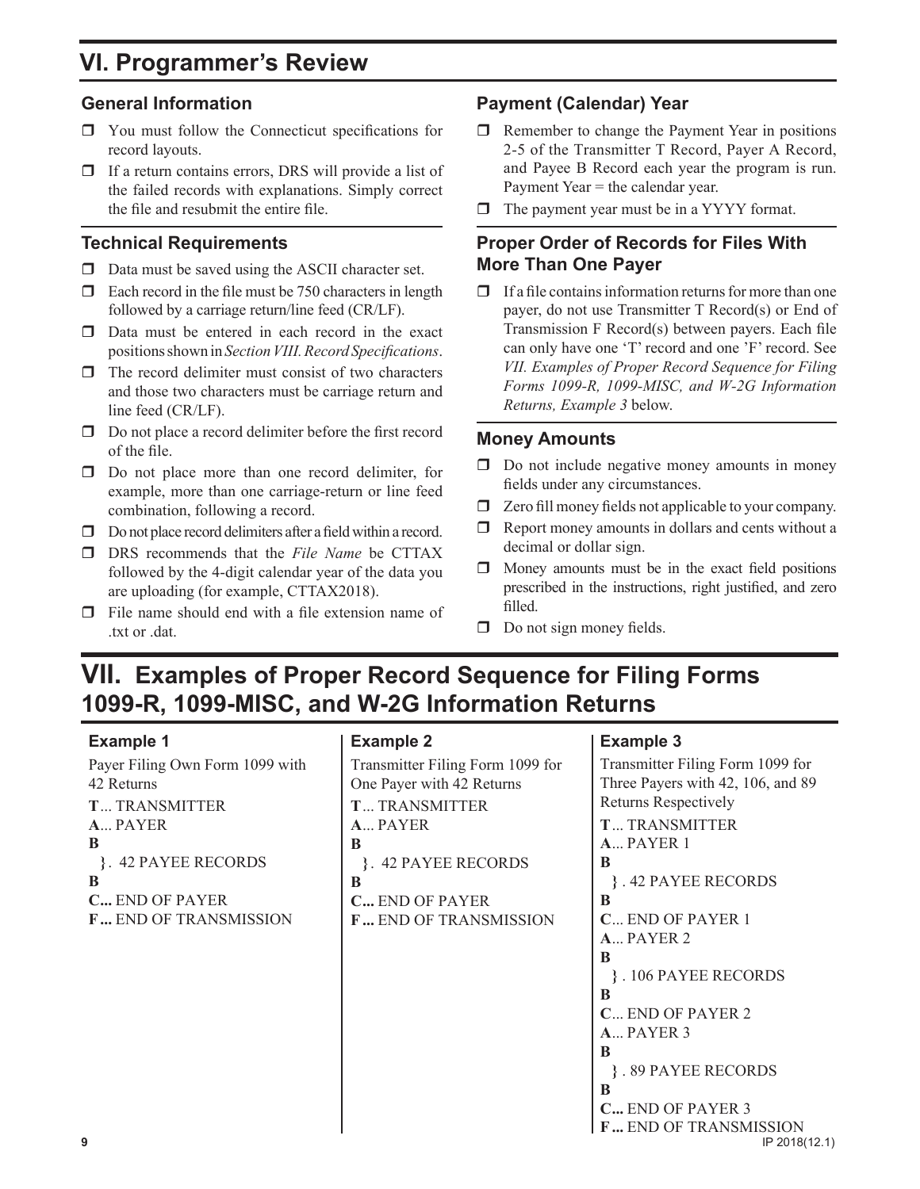# VI. Programmer's Review

## General Information

- ❒ You must follow the Connecticut specifications for record layouts.
- ❒ If a return contains errors, DRS will provide a list of the failed records with explanations. Simply correct the file and resubmit the entire file.

## Technical Requirements

- ❒ Data must be saved using the ASCII character set.
- ❒ Each record in the file must be 750 characters in length followed by a carriage return/line feed (CR/LF).
- ❒ Data must be entered in each record in the exact positions shown in *Section VIII. Record Specifications*.
- ❒ The record delimiter must consist of two characters and those two characters must be carriage return and line feed (CR/LF).
- ❒ Do not place a record delimiter before the first record of the file.
- ❒ Do not place more than one record delimiter, for example, more than one carriage-return or line feed combination, following a record.
- ❒ Do not place record delimiters after a field within a record.
- ❒ DRS recommends that the *File Name* be CTTAX followed by the 4-digit calendar year of the data you are uploading (for example, CTTAX2018).
- ❒ File name should end with a file extension name of .txt or .dat.

## Payment (Calendar) Year

- ❒ Remember to change the Payment Year in positions 2-5 of the Transmitter T Record, Payer A Record, and Payee B Record each year the program is run. Payment Year = the calendar year.
- ❒ The payment year must be in a YYYY format.

## Proper Order of Records for Files With More Than One Payer

- ❒ If a file contains information returns for more than one payer, do not use Transmitter T Record(s) or End of Transmission F Record(s) between payers. Each file can only have one 'T' record and one 'F' record. See *VII. Examples of Proper Record Sequence for Filing Forms 1099-R, 1099-MISC, and W-2G Information Returns, Example 3* below.

## Money Amounts

- ❒ Do not include negative money amounts in money fields under any circumstances.
- ❒ Zero fill money fields not applicable to your company.
- ❒ Report money amounts in dollars and cents without a decimal or dollar sign.
- ❒ Money amounts must be in the exact field positions prescribed in the instructions, right justified, and zero filled.
- ❒ Do not sign money fields.

# VII. Examples of Proper Record Sequence for Filing Forms 1099-R, 1099-MISC, and W-2G Information Returns

### Example 1

Payer Filing Own Form 1099 with 42 Returns

**T**... TRANSMITTER
**A**... PAYER
**B**
}. 42 PAYEE RECORDS
**B**
**C...** END OF PAYER
**F...** END OF TRANSMISSION

### Example 2

Transmitter Filing Form 1099 for One Payer with 42 Returns

**T**... TRANSMITTER
**A**... PAYER
**B**
}. 42 PAYEE RECORDS
**B**
**C...** END OF PAYER
**F...** END OF TRANSMISSION

### Example 3

Transmitter Filing Form 1099 for Three Payers with 42, 106, and 89 Returns Respectively

**T**... TRANSMITTER
**A**... PAYER 1
**B**
} . 42 PAYEE RECORDS
**B**
**C**... END OF PAYER 1
**A**... PAYER 2
**B**
} . 106 PAYEE RECORDS
**B**
**C**... END OF PAYER 2
**A**... PAYER 3
**B**
} . 89 PAYEE RECORDS
**B**
**C...** END OF PAYER 3
**F...** END OF TRANSMISSION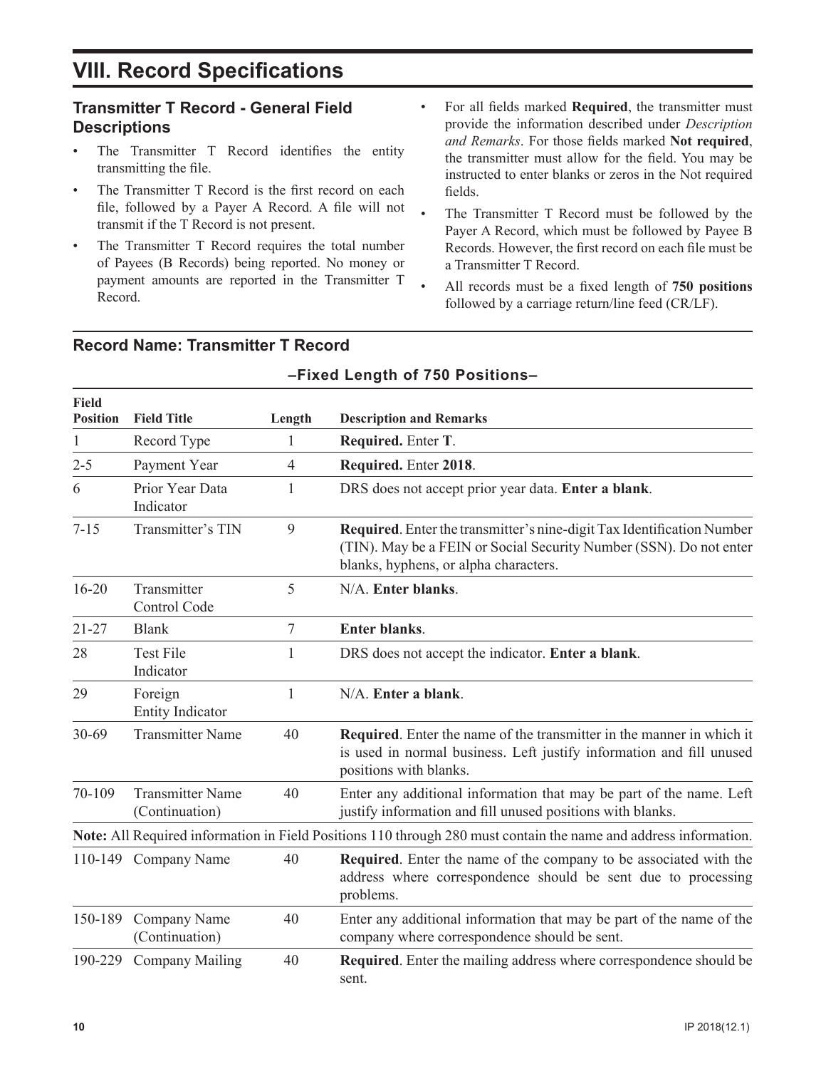# VIII. Record Specifications

## Transmitter T Record - General Field Descriptions

- The Transmitter T Record identifies the entity transmitting the file.
- The Transmitter T Record is the first record on each file, followed by a Payer A Record. A file will not transmit if the T Record is not present.
- The Transmitter T Record requires the total number of Payees (B Records) being reported. No money or payment amounts are reported in the Transmitter T Record.
- For all fields marked **Required**, the transmitter must provide the information described under *Description and Remarks*. For those fields marked **Not required**, the transmitter must allow for the field. You may be instructed to enter blanks or zeros in the Not required fields.
- The Transmitter T Record must be followed by the Payer A Record, which must be followed by Payee B Records. However, the first record on each file must be a Transmitter T Record.
- All records must be a fixed length of **750 positions** followed by a carriage return/line feed (CR/LF).

## Record Name: Transmitter T Record

**–Fixed Length of 750 Positions–**

| Field Position | Field Title | Length | Description and Remarks |
|---|---|---|---|
| 1 | Record Type | 1 | **Required.** Enter **T**. |
| 2-5 | Payment Year | 4 | **Required.** Enter **2018**. |
| 6 | Prior Year Data Indicator | 1 | DRS does not accept prior year data. **Enter a blank**. |
| 7-15 | Transmitter's TIN | 9 | **Required**. Enter the transmitter's nine-digit Tax Identification Number (TIN). May be a FEIN or Social Security Number (SSN). Do not enter blanks, hyphens, or alpha characters. |
| 16-20 | Transmitter Control Code | 5 | N/A. **Enter blanks**. |
| 21-27 | Blank | 7 | **Enter blanks**. |
| 28 | Test File Indicator | 1 | DRS does not accept the indicator. **Enter a blank**. |
| 29 | Foreign Entity Indicator | 1 | N/A. **Enter a blank**. |
| 30-69 | Transmitter Name | 40 | **Required**. Enter the name of the transmitter in the manner in which it is used in normal business. Left justify information and fill unused positions with blanks. |
| 70-109 | Transmitter Name (Continuation) | 40 | Enter any additional information that may be part of the name. Left justify information and fill unused positions with blanks. |
| **Note:** All Required information in Field Positions 110 through 280 must contain the name and address information. | | | |
| 110-149 | Company Name | 40 | **Required**. Enter the name of the company to be associated with the address where correspondence should be sent due to processing problems. |
| 150-189 | Company Name (Continuation) | 40 | Enter any additional information that may be part of the name of the company where correspondence should be sent. |
| 190-229 | Company Mailing | 40 | **Required**. Enter the mailing address where correspondence should be sent. |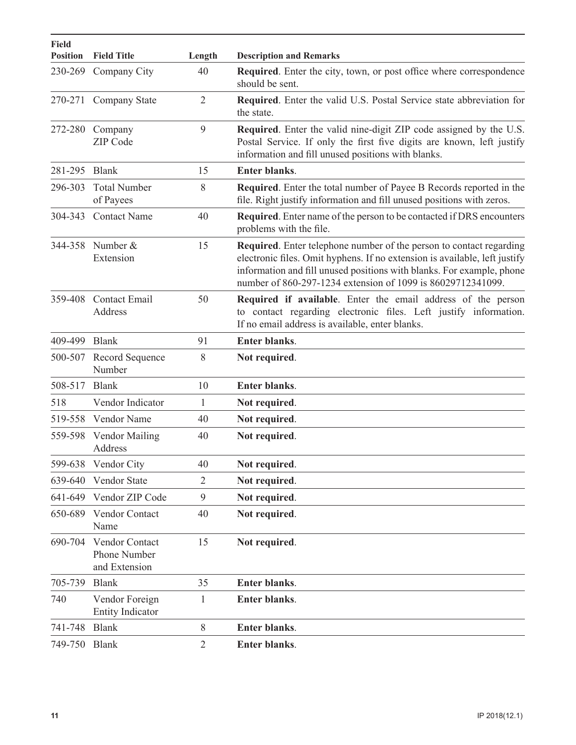| Field Position | Field Title | Length | Description and Remarks |
|---|---|---|---|
| 230-269 | Company City | 40 | **Required**. Enter the city, town, or post office where correspondence should be sent. |
| 270-271 | Company State | 2 | **Required**. Enter the valid U.S. Postal Service state abbreviation for the state. |
| 272-280 | Company ZIP Code | 9 | **Required**. Enter the valid nine-digit ZIP code assigned by the U.S. Postal Service. If only the first five digits are known, left justify information and fill unused positions with blanks. |
| 281-295 | Blank | 15 | **Enter blanks**. |
| 296-303 | Total Number of Payees | 8 | **Required**. Enter the total number of Payee B Records reported in the file. Right justify information and fill unused positions with zeros. |
| 304-343 | Contact Name | 40 | **Required**. Enter name of the person to be contacted if DRS encounters problems with the file. |
| 344-358 | Number & Extension | 15 | **Required**. Enter telephone number of the person to contact regarding electronic files. Omit hyphens. If no extension is available, left justify information and fill unused positions with blanks. For example, phone number of 860-297-1234 extension of 1099 is 86029712341099. |
| 359-408 | Contact Email Address | 50 | **Required if available**. Enter the email address of the person to contact regarding electronic files. Left justify information. If no email address is available, enter blanks. |
| 409-499 | Blank | 91 | **Enter blanks**. |
| 500-507 | Record Sequence Number | 8 | **Not required**. |
| 508-517 | Blank | 10 | **Enter blanks**. |
| 518 | Vendor Indicator | 1 | **Not required**. |
| 519-558 | Vendor Name | 40 | **Not required**. |
| 559-598 | Vendor Mailing Address | 40 | **Not required**. |
| 599-638 | Vendor City | 40 | **Not required**. |
| 639-640 | Vendor State | 2 | **Not required**. |
| 641-649 | Vendor ZIP Code | 9 | **Not required**. |
| 650-689 | Vendor Contact Name | 40 | **Not required**. |
| 690-704 | Vendor Contact Phone Number and Extension | 15 | **Not required**. |
| 705-739 | Blank | 35 | **Enter blanks**. |
| 740 | Vendor Foreign Entity Indicator | 1 | **Enter blanks**. |
| 741-748 | Blank | 8 | **Enter blanks**. |
| 749-750 | Blank | 2 | **Enter blanks**. |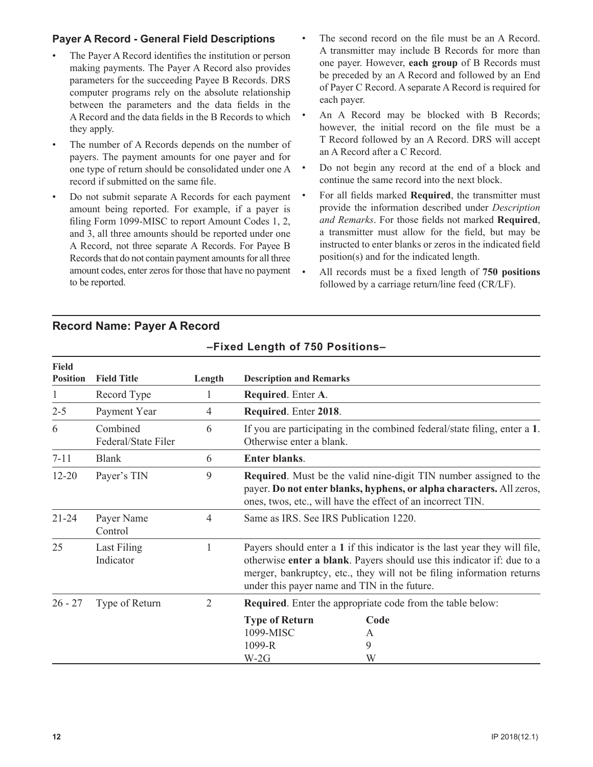### Payer A Record - General Field Descriptions

- The Payer A Record identifies the institution or person making payments. The Payer A Record also provides parameters for the succeeding Payee B Records. DRS computer programs rely on the absolute relationship between the parameters and the data fields in the A Record and the data fields in the B Records to which they apply.
- The number of A Records depends on the number of payers. The payment amounts for one payer and for one type of return should be consolidated under one A record if submitted on the same file.
- Do not submit separate A Records for each payment amount being reported. For example, if a payer is filing Form 1099-MISC to report Amount Codes 1, 2, and 3, all three amounts should be reported under one A Record, not three separate A Records. For Payee B Records that do not contain payment amounts for all three amount codes, enter zeros for those that have no payment to be reported.
- The second record on the file must be an A Record. A transmitter may include B Records for more than one payer. However, **each group** of B Records must be preceded by an A Record and followed by an End of Payer C Record. A separate A Record is required for each payer.
- An A Record may be blocked with B Records; however, the initial record on the file must be a T Record followed by an A Record. DRS will accept an A Record after a C Record.
- Do not begin any record at the end of a block and continue the same record into the next block.
- For all fields marked **Required**, the transmitter must provide the information described under *Description and Remarks*. For those fields not marked **Required**, a transmitter must allow for the field, but may be instructed to enter blanks or zeros in the indicated field position(s) and for the indicated length.
- All records must be a fixed length of **750 positions** followed by a carriage return/line feed (CR/LF).

## Record Name: Payer A Record

**–Fixed Length of 750 Positions–**

| Field Position | Field Title | Length | Description and Remarks |
|---|---|---|---|
| 1 | Record Type | 1 | **Required**. Enter **A**. |
| 2-5 | Payment Year | 4 | **Required**. Enter **2018**. |
| 6 | Combined Federal/State Filer | 6 | If you are participating in the combined federal/state filing, enter a **1**. Otherwise enter a blank. |
| 7-11 | Blank | 6 | **Enter blanks**. |
| 12-20 | Payer's TIN | 9 | **Required**. Must be the valid nine-digit TIN number assigned to the payer. **Do not enter blanks, hyphens, or alpha characters.** All zeros, ones, twos, etc., will have the effect of an incorrect TIN. |
| 21-24 | Payer Name Control | 4 | Same as IRS. See IRS Publication 1220. |
| 25 | Last Filing Indicator | 1 | Payers should enter a **1** if this indicator is the last year they will file, otherwise **enter a blank**. Payers should use this indicator if: due to a merger, bankruptcy, etc., they will not be filing information returns under this payer name and TIN in the future. |
| 26 - 27 | Type of Return | 2 | **Required**. Enter the appropriate code from the table below:<br>**Type of Return** — **Code**<br>1099-MISC — A<br>1099-R — 9<br>W-2G — W |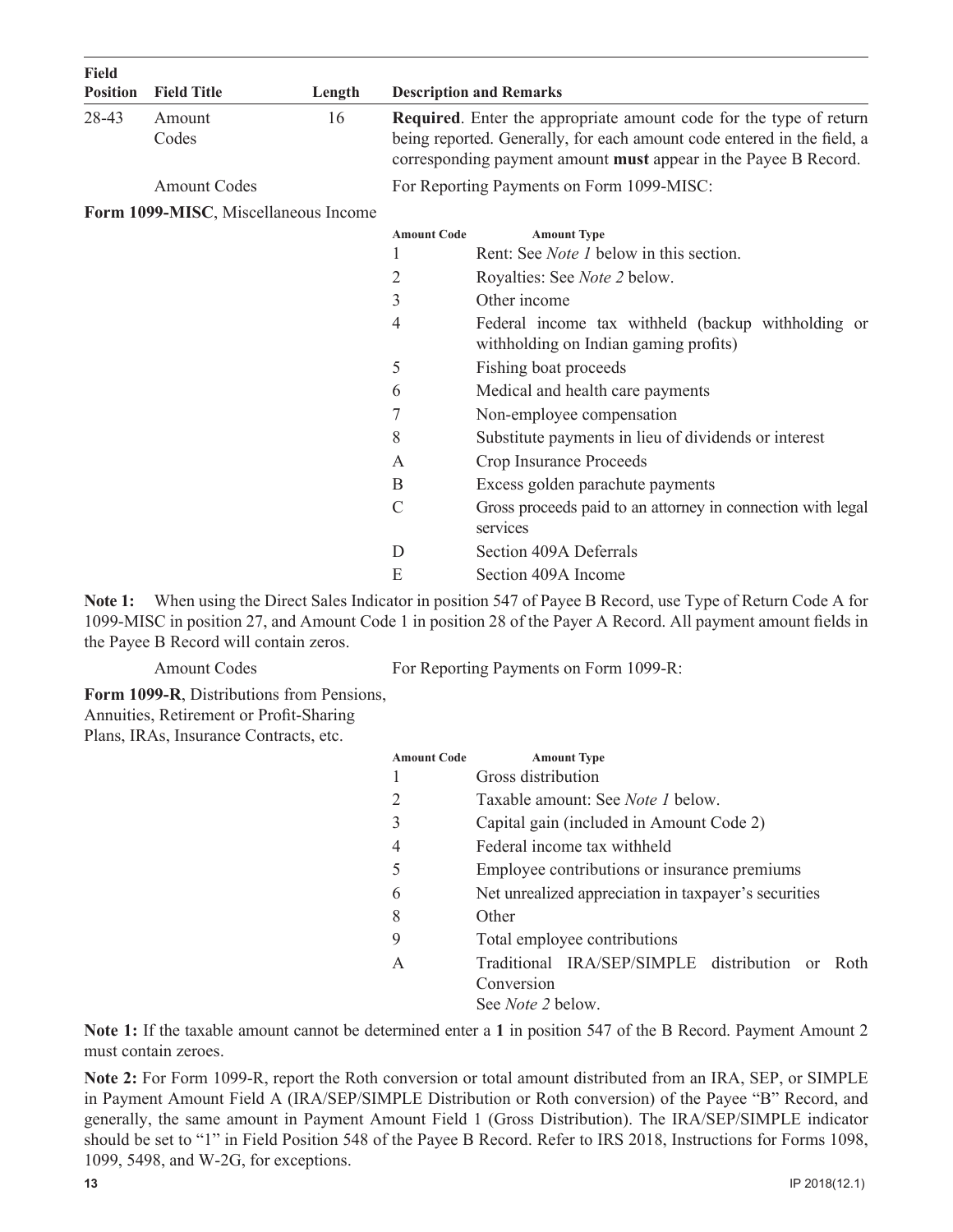| Field Position | Field Title | Length | Description and Remarks |
|---|---|---|---|
| 28-43 | Amount Codes | 16 | **Required**. Enter the appropriate amount code for the type of return being reported. Generally, for each amount code entered in the field, a corresponding payment amount **must** appear in the Payee B Record. |

Amount Codes — For Reporting Payments on Form 1099-MISC:

**Form 1099-MISC**, Miscellaneous Income

| Amount Code | Amount Type |
|---|---|
| 1 | Rent: See *Note 1* below in this section. |
| 2 | Royalties: See *Note 2* below. |
| 3 | Other income |
| 4 | Federal income tax withheld (backup withholding or withholding on Indian gaming profits) |
| 5 | Fishing boat proceeds |
| 6 | Medical and health care payments |
| 7 | Non-employee compensation |
| 8 | Substitute payments in lieu of dividends or interest |
| A | Crop Insurance Proceeds |
| B | Excess golden parachute payments |
| C | Gross proceeds paid to an attorney in connection with legal services |
| D | Section 409A Deferrals |
| E | Section 409A Income |

**Note 1:** When using the Direct Sales Indicator in position 547 of Payee B Record, use Type of Return Code A for 1099-MISC in position 27, and Amount Code 1 in position 28 of the Payer A Record. All payment amount fields in the Payee B Record will contain zeros.

Amount Codes — For Reporting Payments on Form 1099-R:

**Form 1099-R**, Distributions from Pensions, Annuities, Retirement or Profit-Sharing Plans, IRAs, Insurance Contracts, etc.

| Amount Code | Amount Type |
|---|---|
| 1 | Gross distribution |
| 2 | Taxable amount: See *Note 1* below. |
| 3 | Capital gain (included in Amount Code 2) |
| 4 | Federal income tax withheld |
| 5 | Employee contributions or insurance premiums |
| 6 | Net unrealized appreciation in taxpayer's securities |
| 8 | Other |
| 9 | Total employee contributions |
| A | Traditional IRA/SEP/SIMPLE distribution or Roth Conversion<br>See *Note 2* below. |

**Note 1:** If the taxable amount cannot be determined enter a **1** in position 547 of the B Record. Payment Amount 2 must contain zeroes.

**Note 2:** For Form 1099-R, report the Roth conversion or total amount distributed from an IRA, SEP, or SIMPLE in Payment Amount Field A (IRA/SEP/SIMPLE Distribution or Roth conversion) of the Payee "B" Record, and generally, the same amount in Payment Amount Field 1 (Gross Distribution). The IRA/SEP/SIMPLE indicator should be set to "1" in Field Position 548 of the Payee B Record. Refer to IRS 2018, Instructions for Forms 1098, 1099, 5498, and W-2G, for exceptions.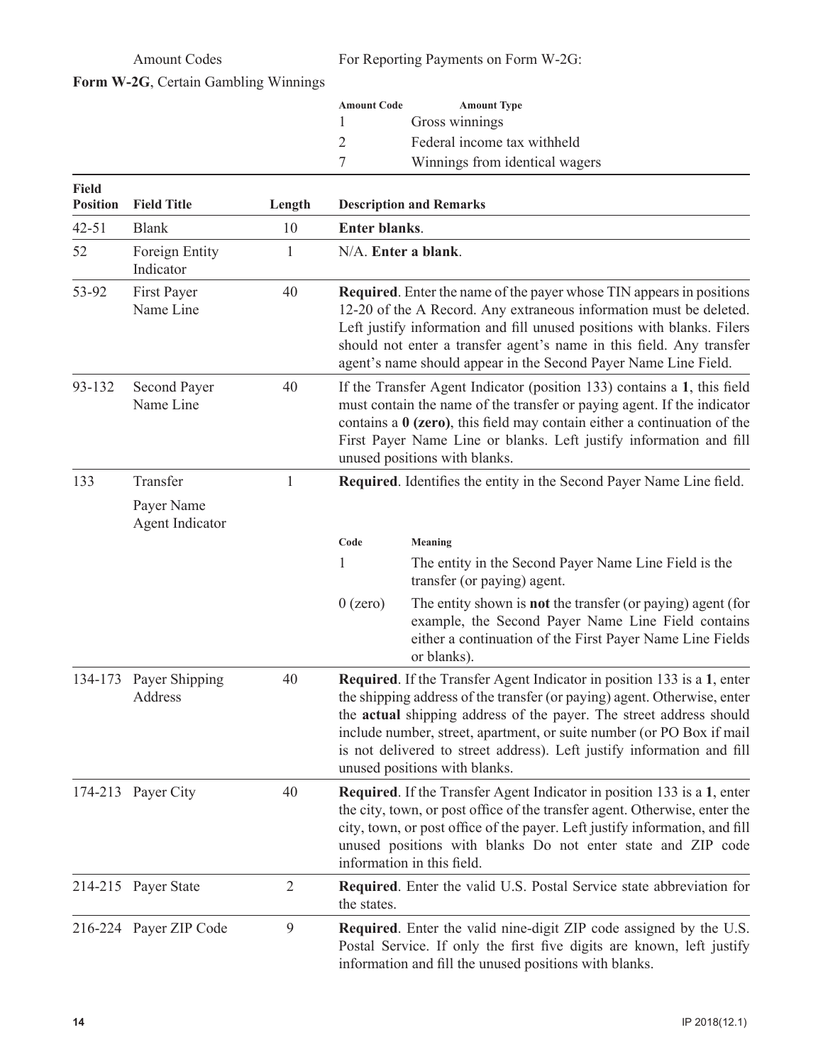Amount Codes

**Form W-2G**, Certain Gambling Winnings

For Reporting Payments on Form W-2G:

| Amount Code | Amount Type |
|---|---|
| 1 | Gross winnings |
| 2 | Federal income tax withheld |
| 7 | Winnings from identical wagers |

| Field Position | Field Title | Length | Description and Remarks |
|---|---|---|---|
| 42-51 | Blank | 10 | **Enter blanks**. |
| 52 | Foreign Entity Indicator | 1 | N/A. **Enter a blank**. |
| 53-92 | First Payer Name Line | 40 | **Required**. Enter the name of the payer whose TIN appears in positions 12-20 of the A Record. Any extraneous information must be deleted. Left justify information and fill unused positions with blanks. Filers should not enter a transfer agent's name in this field. Any transfer agent's name should appear in the Second Payer Name Line Field. |
| 93-132 | Second Payer Name Line | 40 | If the Transfer Agent Indicator (position 133) contains a **1**, this field must contain the name of the transfer or paying agent. If the indicator contains a **0 (zero)**, this field may contain either a continuation of the First Payer Name Line or blanks. Left justify information and fill unused positions with blanks. |
| 133 | Transfer Payer Name Agent Indicator | 1 | **Required**. Identifies the entity in the Second Payer Name Line field.<br><br>**Code** / **Meaning**<br>1 — The entity in the Second Payer Name Line Field is the transfer (or paying) agent.<br>0 (zero) — The entity shown is **not** the transfer (or paying) agent (for example, the Second Payer Name Line Field contains either a continuation of the First Payer Name Line Fields or blanks). |
| 134-173 | Payer Shipping Address | 40 | **Required**. If the Transfer Agent Indicator in position 133 is a **1**, enter the shipping address of the transfer (or paying) agent. Otherwise, enter the **actual** shipping address of the payer. The street address should include number, street, apartment, or suite number (or PO Box if mail is not delivered to street address). Left justify information and fill unused positions with blanks. |
| 174-213 | Payer City | 40 | **Required**. If the Transfer Agent Indicator in position 133 is a **1**, enter the city, town, or post office of the transfer agent. Otherwise, enter the city, town, or post office of the payer. Left justify information, and fill unused positions with blanks Do not enter state and ZIP code information in this field. |
| 214-215 | Payer State | 2 | **Required**. Enter the valid U.S. Postal Service state abbreviation for the states. |
| 216-224 | Payer ZIP Code | 9 | **Required**. Enter the valid nine-digit ZIP code assigned by the U.S. Postal Service. If only the first five digits are known, left justify information and fill the unused positions with blanks. |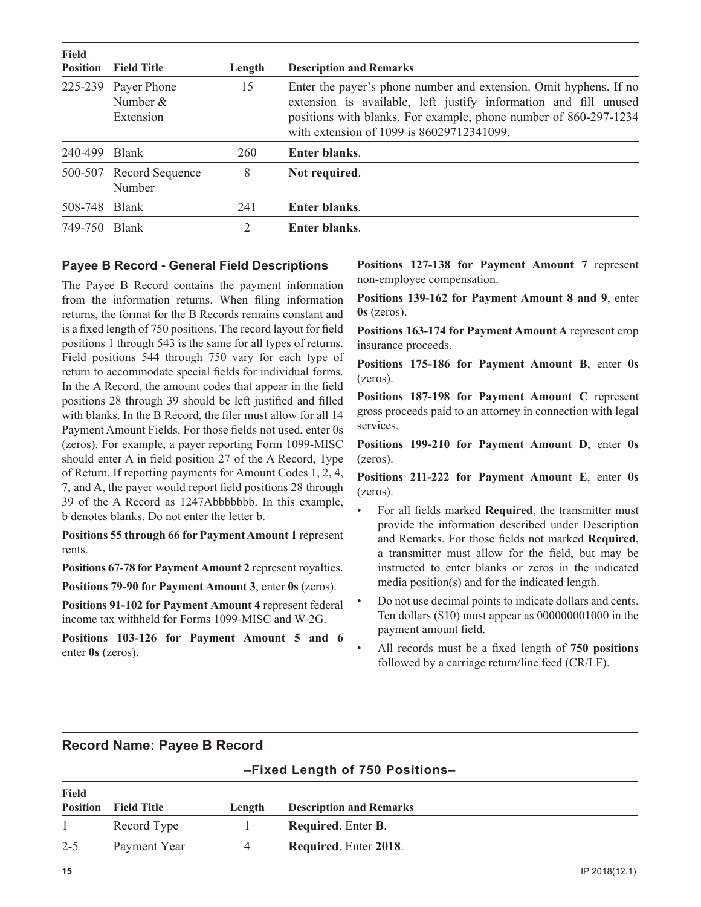| Field Position | Field Title | Length | Description and Remarks |
|---|---|---|---|
| 225-239 | Payer Phone Number & Extension | 15 | Enter the payer's phone number and extension. Omit hyphens. If no extension is available, left justify information and fill unused positions with blanks. For example, phone number of 860-297-1234 with extension of 1099 is 86029712341099. |
| 240-499 | Blank | 260 | **Enter blanks**. |
| 500-507 | Record Sequence Number | 8 | **Not required**. |
| 508-748 | Blank | 241 | **Enter blanks**. |
| 749-750 | Blank | 2 | **Enter blanks**. |

### Payee B Record - General Field Descriptions

The Payee B Record contains the payment information from the information returns. When filing information returns, the format for the B Records remains constant and is a fixed length of 750 positions. The record layout for field positions 1 through 543 is the same for all types of returns. Field positions 544 through 750 vary for each type of return to accommodate special fields for individual forms. In the A Record, the amount codes that appear in the field positions 28 through 39 should be left justified and filled with blanks. In the B Record, the filer must allow for all 14 Payment Amount Fields. For those fields not used, enter 0s (zeros). For example, a payer reporting Form 1099-MISC should enter A in field position 27 of the A Record, Type of Return. If reporting payments for Amount Codes 1, 2, 4, 7, and A, the payer would report field positions 28 through 39 of the A Record as 1247Abbbbbbb. In this example, b denotes blanks. Do not enter the letter b.

**Positions 55 through 66 for Payment Amount 1** represent rents.

**Positions 67-78 for Payment Amount 2** represent royalties.

**Positions 79-90 for Payment Amount 3**, enter **0s** (zeros).

**Positions 91-102 for Payment Amount 4** represent federal income tax withheld for Forms 1099-MISC and W-2G.

**Positions 103-126 for Payment Amount 5 and 6** enter **0s** (zeros).

**Positions 127-138 for Payment Amount 7** represent non-employee compensation.

**Positions 139-162 for Payment Amount 8 and 9**, enter **0s** (zeros).

**Positions 163-174 for Payment Amount A** represent crop insurance proceeds.

**Positions 175-186 for Payment Amount B**, enter **0s** (zeros).

**Positions 187-198 for Payment Amount C** represent gross proceeds paid to an attorney in connection with legal services.

**Positions 199-210 for Payment Amount D**, enter **0s** (zeros).

**Positions 211-222 for Payment Amount E**, enter **0s** (zeros).

- For all fields marked **Required**, the transmitter must provide the information described under Description and Remarks. For those fields not marked **Required**, a transmitter must allow for the field, but may be instructed to enter blanks or zeros in the indicated media position(s) and for the indicated length.
- Do not use decimal points to indicate dollars and cents. Ten dollars ($10) must appear as 000000001000 in the payment amount field.
- All records must be a fixed length of **750 positions** followed by a carriage return/line feed (CR/LF).

## Record Name: Payee B Record

**–Fixed Length of 750 Positions–**

| Field Position | Field Title | Length | Description and Remarks |
|---|---|---|---|
| 1 | Record Type | 1 | **Required**. Enter **B**. |
| 2-5 | Payment Year | 4 | **Required**. Enter **2018**. |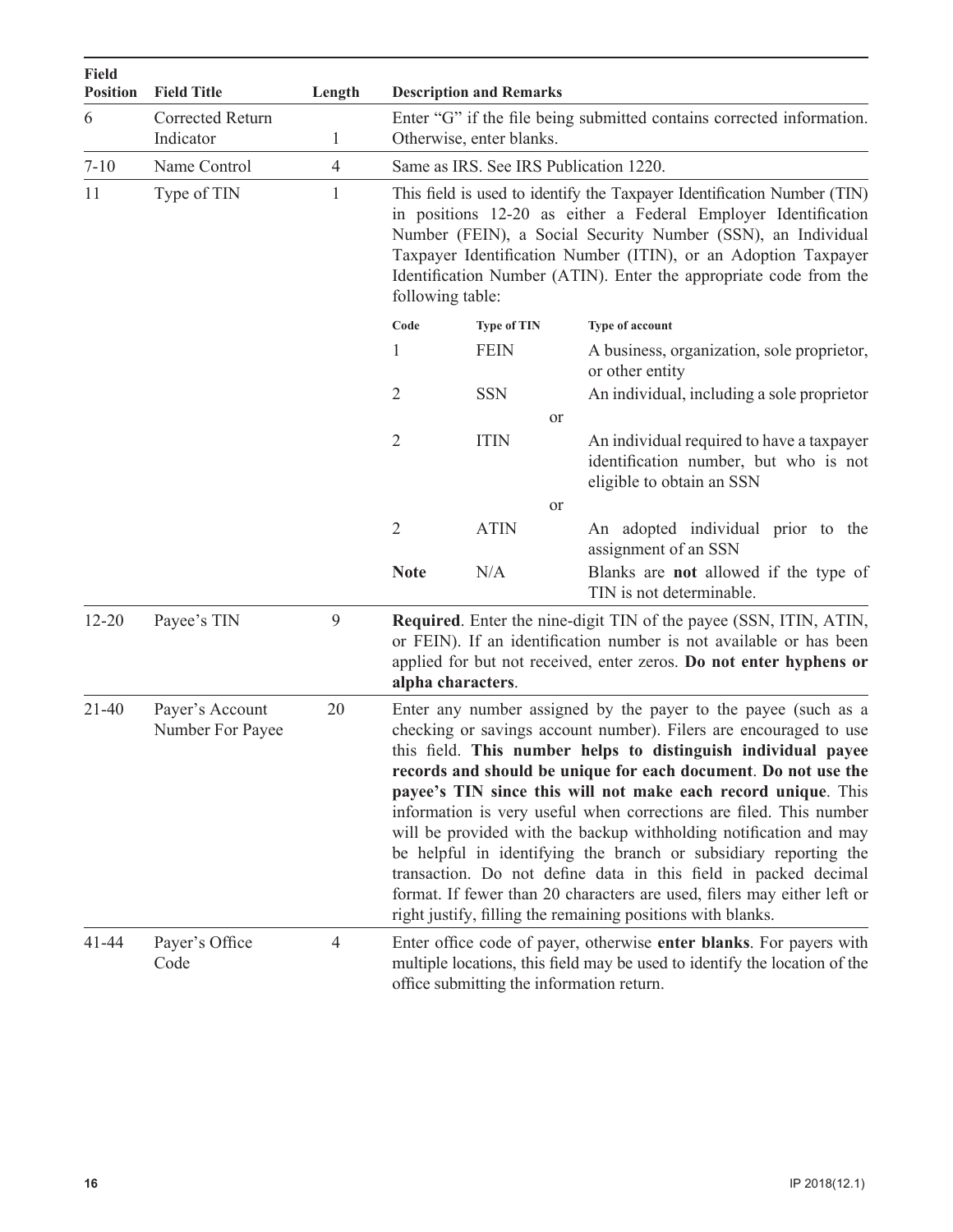| Field Position | Field Title | Length | Description and Remarks |
|---|---|---|---|
| 6 | Corrected Return Indicator | 1 | Enter "G" if the file being submitted contains corrected information. Otherwise, enter blanks. |
| 7-10 | Name Control | 4 | Same as IRS. See IRS Publication 1220. |
| 11 | Type of TIN | 1 | This field is used to identify the Taxpayer Identification Number (TIN) in positions 12-20 as either a Federal Employer Identification Number (FEIN), a Social Security Number (SSN), an Individual Taxpayer Identification Number (ITIN), or an Adoption Taxpayer Identification Number (ATIN). Enter the appropriate code from the following table:<br><br>**Code** / **Type of TIN** / **Type of account**<br>1 / FEIN / A business, organization, sole proprietor, or other entity<br>2 / SSN / An individual, including a sole proprietor<br>or<br>2 / ITIN / An individual required to have a taxpayer identification number, but who is not eligible to obtain an SSN<br>or<br>2 / ATIN / An adopted individual prior to the assignment of an SSN<br>**Note** / N/A / Blanks are **not** allowed if the type of TIN is not determinable. |
| 12-20 | Payee's TIN | 9 | **Required**. Enter the nine-digit TIN of the payee (SSN, ITIN, ATIN, or FEIN). If an identification number is not available or has been applied for but not received, enter zeros. **Do not enter hyphens or alpha characters**. |
| 21-40 | Payer's Account Number For Payee | 20 | Enter any number assigned by the payer to the payee (such as a checking or savings account number). Filers are encouraged to use this field. **This number helps to distinguish individual payee records and should be unique for each document**. **Do not use the payee's TIN since this will not make each record unique**. This information is very useful when corrections are filed. This number will be provided with the backup withholding notification and may be helpful in identifying the branch or subsidiary reporting the transaction. Do not define data in this field in packed decimal format. If fewer than 20 characters are used, filers may either left or right justify, filling the remaining positions with blanks. |
| 41-44 | Payer's Office Code | 4 | Enter office code of payer, otherwise **enter blanks**. For payers with multiple locations, this field may be used to identify the location of the office submitting the information return. |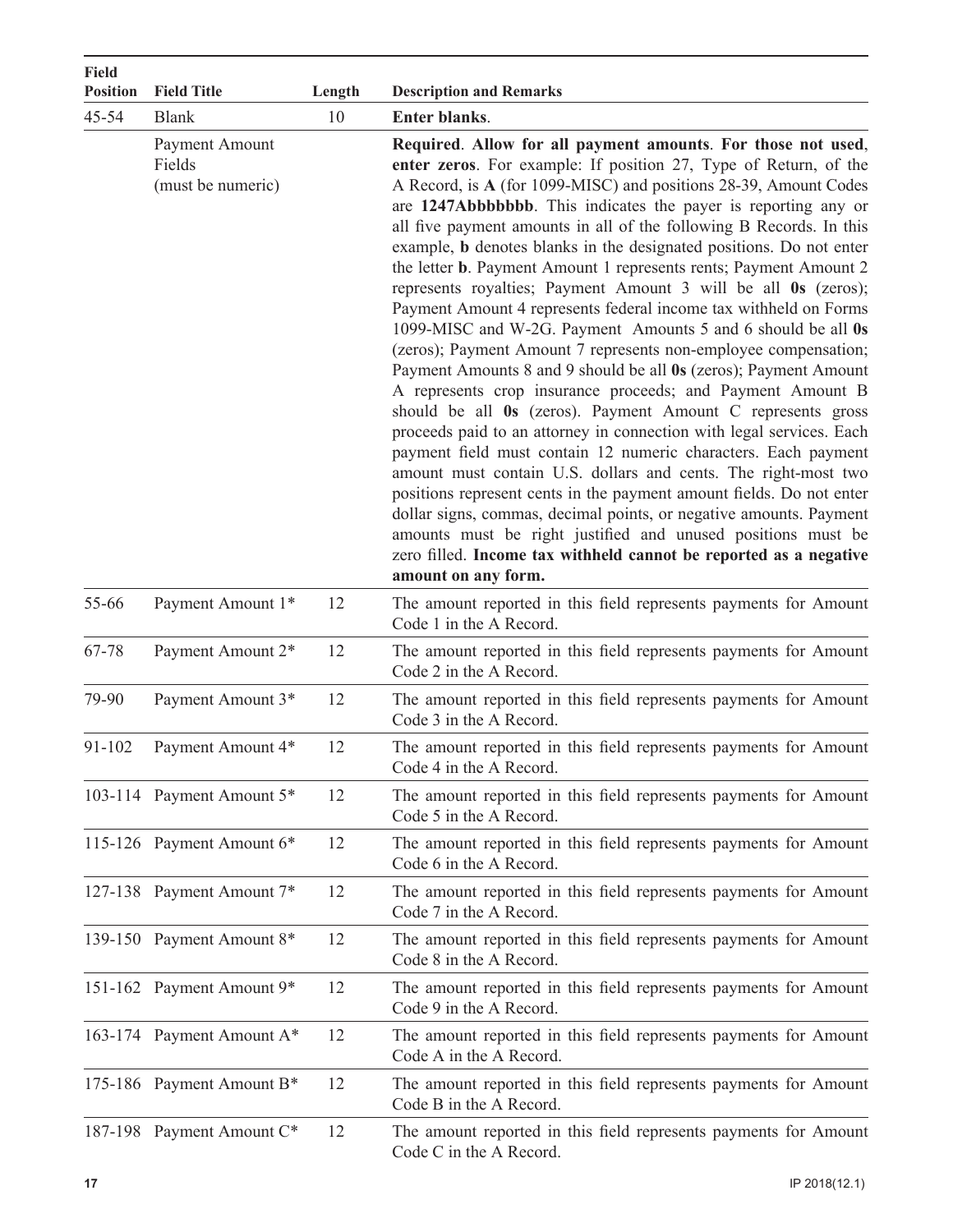| Field Position | Field Title | Length | Description and Remarks |
|---|---|---|---|
| 45-54 | Blank | 10 | **Enter blanks**. |
| | Payment Amount Fields (must be numeric) | | **Required**. **Allow for all payment amounts**. **For those not used**, **enter zeros**. For example: If position 27, Type of Return, of the A Record, is **A** (for 1099-MISC) and positions 28-39, Amount Codes are **1247Abbbbbbb**. This indicates the payer is reporting any or all five payment amounts in all of the following B Records. In this example, **b** denotes blanks in the designated positions. Do not enter the letter **b**. Payment Amount 1 represents rents; Payment Amount 2 represents royalties; Payment Amount 3 will be all **0s** (zeros); Payment Amount 4 represents federal income tax withheld on Forms 1099-MISC and W-2G. Payment Amounts 5 and 6 should be all **0s** (zeros); Payment Amount 7 represents non-employee compensation; Payment Amounts 8 and 9 should be all **0s** (zeros); Payment Amount A represents crop insurance proceeds; and Payment Amount B should be all **0s** (zeros). Payment Amount C represents gross proceeds paid to an attorney in connection with legal services. Each payment field must contain 12 numeric characters. Each payment amount must contain U.S. dollars and cents. The right-most two positions represent cents in the payment amount fields. Do not enter dollar signs, commas, decimal points, or negative amounts. Payment amounts must be right justified and unused positions must be zero filled. **Income tax withheld cannot be reported as a negative amount on any form.** |
| 55-66 | Payment Amount 1* | 12 | The amount reported in this field represents payments for Amount Code 1 in the A Record. |
| 67-78 | Payment Amount 2* | 12 | The amount reported in this field represents payments for Amount Code 2 in the A Record. |
| 79-90 | Payment Amount 3* | 12 | The amount reported in this field represents payments for Amount Code 3 in the A Record. |
| 91-102 | Payment Amount 4* | 12 | The amount reported in this field represents payments for Amount Code 4 in the A Record. |
| 103-114 | Payment Amount 5* | 12 | The amount reported in this field represents payments for Amount Code 5 in the A Record. |
| 115-126 | Payment Amount 6* | 12 | The amount reported in this field represents payments for Amount Code 6 in the A Record. |
| 127-138 | Payment Amount 7* | 12 | The amount reported in this field represents payments for Amount Code 7 in the A Record. |
| 139-150 | Payment Amount 8* | 12 | The amount reported in this field represents payments for Amount Code 8 in the A Record. |
| 151-162 | Payment Amount 9* | 12 | The amount reported in this field represents payments for Amount Code 9 in the A Record. |
| 163-174 | Payment Amount A* | 12 | The amount reported in this field represents payments for Amount Code A in the A Record. |
| 175-186 | Payment Amount B* | 12 | The amount reported in this field represents payments for Amount Code B in the A Record. |
| 187-198 | Payment Amount C* | 12 | The amount reported in this field represents payments for Amount Code C in the A Record. |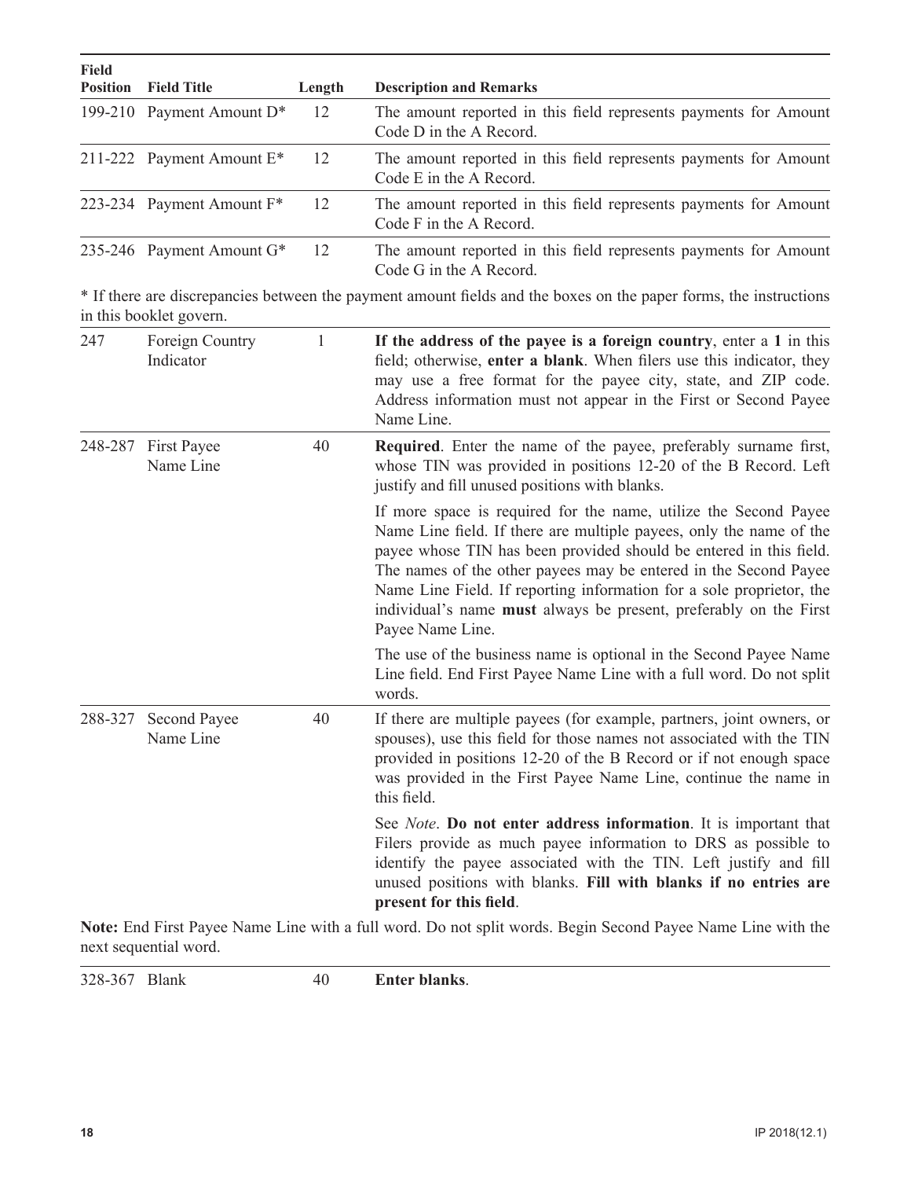| Field Position | Field Title | Length | Description and Remarks |
|---|---|---|---|
| 199-210 | Payment Amount D* | 12 | The amount reported in this field represents payments for Amount Code D in the A Record. |
| 211-222 | Payment Amount E* | 12 | The amount reported in this field represents payments for Amount Code E in the A Record. |
| 223-234 | Payment Amount F* | 12 | The amount reported in this field represents payments for Amount Code F in the A Record. |
| 235-246 | Payment Amount G* | 12 | The amount reported in this field represents payments for Amount Code G in the A Record. |

* If there are discrepancies between the payment amount fields and the boxes on the paper forms, the instructions in this booklet govern.

| Field Position | Field Title | Length | Description and Remarks |
|---|---|---|---|
| 247 | Foreign Country Indicator | 1 | **If the address of the payee is a foreign country**, enter a **1** in this field; otherwise, **enter a blank**. When filers use this indicator, they may use a free format for the payee city, state, and ZIP code. Address information must not appear in the First or Second Payee Name Line. |
| 248-287 | First Payee Name Line | 40 | **Required**. Enter the name of the payee, preferably surname first, whose TIN was provided in positions 12-20 of the B Record. Left justify and fill unused positions with blanks.<br><br>If more space is required for the name, utilize the Second Payee Name Line field. If there are multiple payees, only the name of the payee whose TIN has been provided should be entered in this field. The names of the other payees may be entered in the Second Payee Name Line Field. If reporting information for a sole proprietor, the individual's name **must** always be present, preferably on the First Payee Name Line.<br><br>The use of the business name is optional in the Second Payee Name Line field. End First Payee Name Line with a full word. Do not split words. |
| 288-327 | Second Payee Name Line | 40 | If there are multiple payees (for example, partners, joint owners, or spouses), use this field for those names not associated with the TIN provided in positions 12-20 of the B Record or if not enough space was provided in the First Payee Name Line, continue the name in this field.<br><br>See *Note*. **Do not enter address information**. It is important that Filers provide as much payee information to DRS as possible to identify the payee associated with the TIN. Left justify and fill unused positions with blanks. **Fill with blanks if no entries are present for this field**. |

**Note:** End First Payee Name Line with a full word. Do not split words. Begin Second Payee Name Line with the next sequential word.

| Field Position | Field Title | Length | Description and Remarks |
|---|---|---|---|
| 328-367 | Blank | 40 | **Enter blanks**. |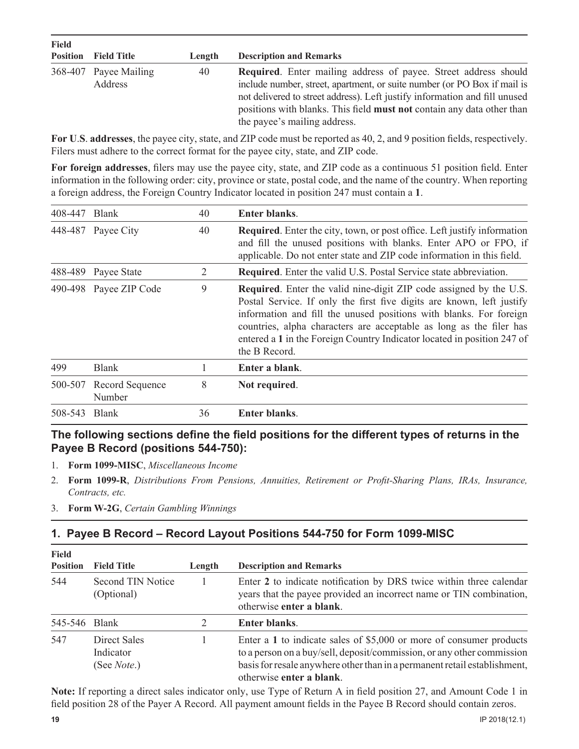| Field Position | Field Title | Length | Description and Remarks |
|---|---|---|---|
| 368-407 | Payee Mailing Address | 40 | **Required**. Enter mailing address of payee. Street address should include number, street, apartment, or suite number (or PO Box if mail is not delivered to street address). Left justify information and fill unused positions with blanks. This field **must not** contain any data other than the payee's mailing address. |

**For U**.**S**. **addresses**, the payee city, state, and ZIP code must be reported as 40, 2, and 9 position fields, respectively. Filers must adhere to the correct format for the payee city, state, and ZIP code.

**For foreign addresses**, filers may use the payee city, state, and ZIP code as a continuous 51 position field. Enter information in the following order: city, province or state, postal code, and the name of the country. When reporting a foreign address, the Foreign Country Indicator located in position 247 must contain a **1**.

| Field Position | Field Title | Length | Description and Remarks |
|---|---|---|---|
| 408-447 | Blank | 40 | **Enter blanks**. |
| 448-487 | Payee City | 40 | **Required**. Enter the city, town, or post office. Left justify information and fill the unused positions with blanks. Enter APO or FPO, if applicable. Do not enter state and ZIP code information in this field. |
| 488-489 | Payee State | 2 | **Required**. Enter the valid U.S. Postal Service state abbreviation. |
| 490-498 | Payee ZIP Code | 9 | **Required**. Enter the valid nine-digit ZIP code assigned by the U.S. Postal Service. If only the first five digits are known, left justify information and fill the unused positions with blanks. For foreign countries, alpha characters are acceptable as long as the filer has entered a **1** in the Foreign Country Indicator located in position 247 of the B Record. |
| 499 | Blank | 1 | **Enter a blank**. |
| 500-507 | Record Sequence Number | 8 | **Not required**. |
| 508-543 | Blank | 36 | **Enter blanks**. |

### The following sections define the field positions for the different types of returns in the Payee B Record (positions 544-750):

1. **Form 1099-MISC**, *Miscellaneous Income*
2. **Form 1099-R**, *Distributions From Pensions, Annuities, Retirement or Profit-Sharing Plans, IRAs, Insurance, Contracts, etc.*
3. **Form W-2G**, *Certain Gambling Winnings*

## 1. Payee B Record – Record Layout Positions 544-750 for Form 1099-MISC

| Field Position | Field Title | Length | Description and Remarks |
|---|---|---|---|
| 544 | Second TIN Notice (Optional) | 1 | Enter **2** to indicate notification by DRS twice within three calendar years that the payee provided an incorrect name or TIN combination, otherwise **enter a blank**. |
| 545-546 | Blank | 2 | **Enter blanks**. |
| 547 | Direct Sales Indicator (See *Note*.) | 1 | Enter a **1** to indicate sales of $5,000 or more of consumer products to a person on a buy/sell, deposit/commission, or any other commission basis for resale anywhere other than in a permanent retail establishment, otherwise **enter a blank**. |

**Note:** If reporting a direct sales indicator only, use Type of Return A in field position 27, and Amount Code 1 in field position 28 of the Payer A Record. All payment amount fields in the Payee B Record should contain zeros.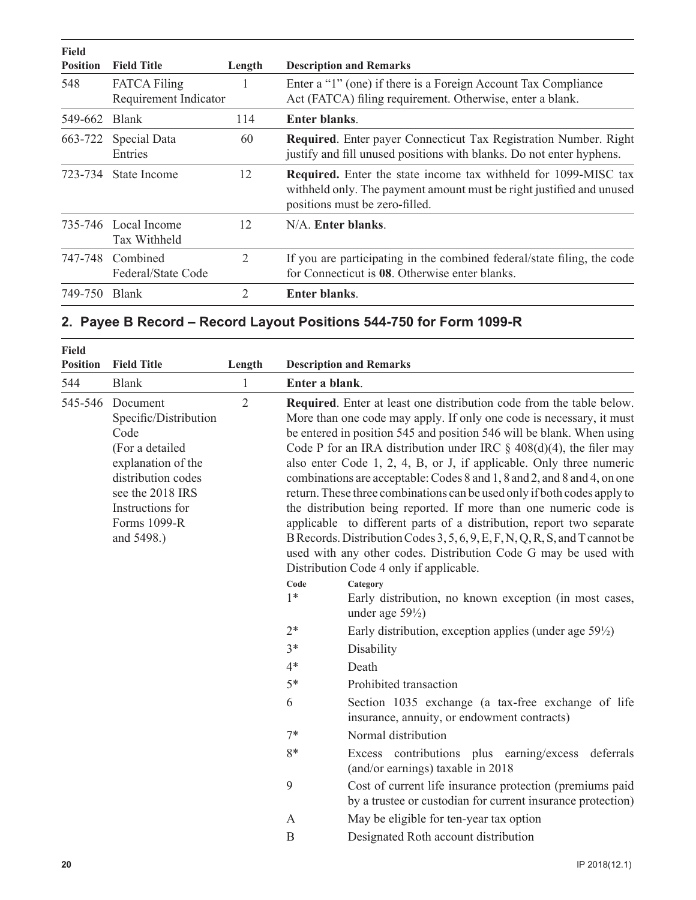| Field Position | Field Title | Length | Description and Remarks |
|---|---|---|---|
| 548 | FATCA Filing Requirement Indicator | 1 | Enter a "1" (one) if there is a Foreign Account Tax Compliance Act (FATCA) filing requirement. Otherwise, enter a blank. |
| 549-662 | Blank | 114 | **Enter blanks**. |
| 663-722 | Special Data Entries | 60 | **Required**. Enter payer Connecticut Tax Registration Number. Right justify and fill unused positions with blanks. Do not enter hyphens. |
| 723-734 | State Income | 12 | **Required.** Enter the state income tax withheld for 1099-MISC tax withheld only. The payment amount must be right justified and unused positions must be zero-filled. |
| 735-746 | Local Income Tax Withheld | 12 | N/A. **Enter blanks**. |
| 747-748 | Combined Federal/State Code | 2 | If you are participating in the combined federal/state filing, the code for Connecticut is **08**. Otherwise enter blanks. |
| 749-750 | Blank | 2 | **Enter blanks**. |

## 2. Payee B Record – Record Layout Positions 544-750 for Form 1099-R

| Field Position | Field Title | Length | Description and Remarks |
|---|---|---|---|
| 544 | Blank | 1 | **Enter a blank**. |
| 545-546 | Document Specific/Distribution Code (For a detailed explanation of the distribution codes see the 2018 IRS Instructions for Forms 1099-R and 5498.) | 2 | **Required**. Enter at least one distribution code from the table below. More than one code may apply. If only one code is necessary, it must be entered in position 545 and position 546 will be blank. When using Code P for an IRA distribution under IRC § 408(d)(4), the filer may also enter Code 1, 2, 4, B, or J, if applicable. Only three numeric combinations are acceptable: Codes 8 and 1, 8 and 2, and 8 and 4, on one return. These three combinations can be used only if both codes apply to the distribution being reported. If more than one numeric code is applicable to different parts of a distribution, report two separate B Records. Distribution Codes 3, 5, 6, 9, E, F, N, Q, R, S, and T cannot be used with any other codes. Distribution Code G may be used with Distribution Code 4 only if applicable. |

| Code | Category |
|---|---|
| 1* | Early distribution, no known exception (in most cases, under age 59½) |
| 2* | Early distribution, exception applies (under age 59½) |
| 3* | Disability |
| 4* | Death |
| 5* | Prohibited transaction |
| 6 | Section 1035 exchange (a tax-free exchange of life insurance, annuity, or endowment contracts) |
| 7* | Normal distribution |
| 8* | Excess contributions plus earning/excess deferrals (and/or earnings) taxable in 2018 |
| 9 | Cost of current life insurance protection (premiums paid by a trustee or custodian for current insurance protection) |
| A | May be eligible for ten-year tax option |
| B | Designated Roth account distribution |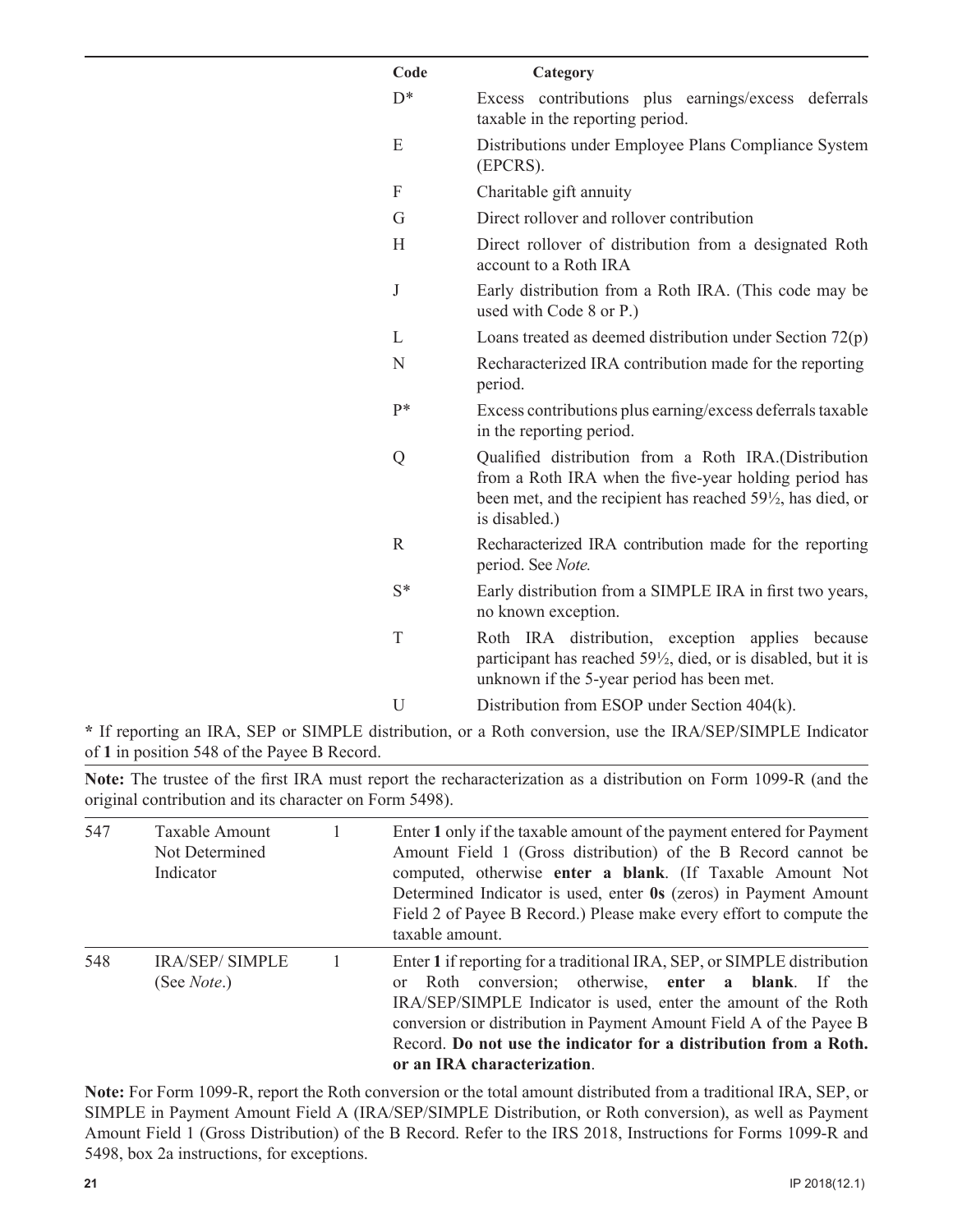| Code | Category |
| --- | --- |
| D* | Excess contributions plus earnings/excess deferrals taxable in the reporting period. |
| E | Distributions under Employee Plans Compliance System (EPCRS). |
| F | Charitable gift annuity |
| G | Direct rollover and rollover contribution |
| H | Direct rollover of distribution from a designated Roth account to a Roth IRA |
| J | Early distribution from a Roth IRA. (This code may be used with Code 8 or P.) |
| L | Loans treated as deemed distribution under Section 72(p) |
| N | Recharacterized IRA contribution made for the reporting period. |
| P* | Excess contributions plus earning/excess deferrals taxable in the reporting period. |
| Q | Qualified distribution from a Roth IRA.(Distribution from a Roth IRA when the five-year holding period has been met, and the recipient has reached 59½, has died, or is disabled.) |
| R | Recharacterized IRA contribution made for the reporting period. See *Note.* |
| S* | Early distribution from a SIMPLE IRA in first two years, no known exception. |
| T | Roth IRA distribution, exception applies because participant has reached 59½, died, or is disabled, but it is unknown if the 5-year period has been met. |
| U | Distribution from ESOP under Section 404(k). |

**\*** If reporting an IRA, SEP or SIMPLE distribution, or a Roth conversion, use the IRA/SEP/SIMPLE Indicator of **1** in position 548 of the Payee B Record.

**Note:** The trustee of the first IRA must report the recharacterization as a distribution on Form 1099-R (and the original contribution and its character on Form 5498).

| | | | |
| --- | --- | --- | --- |
| 547 | Taxable Amount Not Determined Indicator | 1 | Enter **1** only if the taxable amount of the payment entered for Payment Amount Field 1 (Gross distribution) of the B Record cannot be computed, otherwise **enter a blank**. (If Taxable Amount Not Determined Indicator is used, enter **0s** (zeros) in Payment Amount Field 2 of Payee B Record.) Please make every effort to compute the taxable amount. |
| 548 | IRA/SEP/ SIMPLE (See *Note*.) | 1 | Enter **1** if reporting for a traditional IRA, SEP, or SIMPLE distribution or Roth conversion; otherwise, **enter a blank**. If the IRA/SEP/SIMPLE Indicator is used, enter the amount of the Roth conversion or distribution in Payment Amount Field A of the Payee B Record. **Do not use the indicator for a distribution from a Roth. or an IRA characterization**. |

**Note:** For Form 1099-R, report the Roth conversion or the total amount distributed from a traditional IRA, SEP, or SIMPLE in Payment Amount Field A (IRA/SEP/SIMPLE Distribution, or Roth conversion), as well as Payment Amount Field 1 (Gross Distribution) of the B Record. Refer to the IRS 2018, Instructions for Forms 1099-R and 5498, box 2a instructions, for exceptions.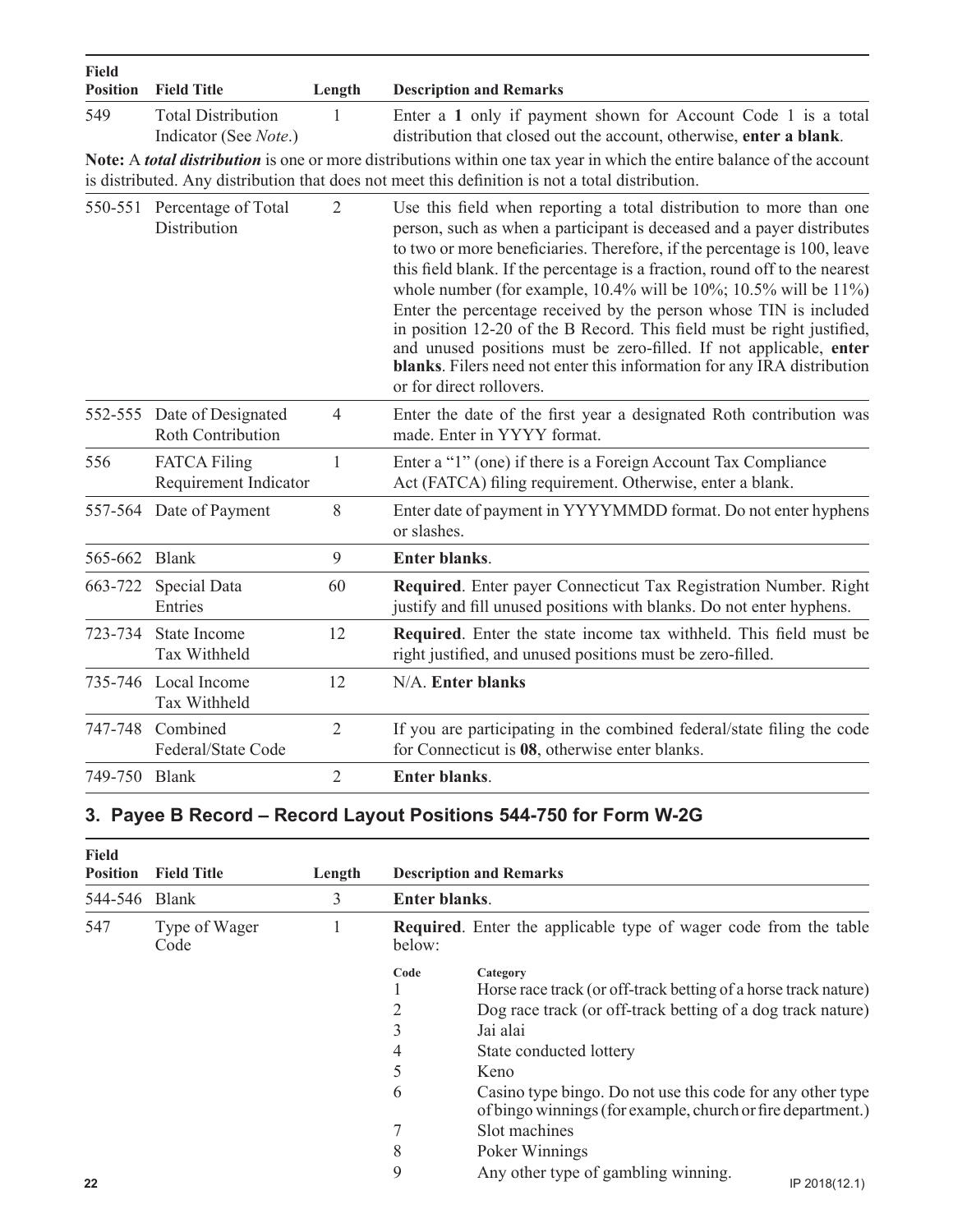| Field Position | Field Title | Length | Description and Remarks |
|---|---|---|---|
| 549 | Total Distribution Indicator (See *Note*.) | 1 | Enter a **1** only if payment shown for Account Code 1 is a total distribution that closed out the account, otherwise, **enter a blank**. |

**Note:** A ***total distribution*** is one or more distributions within one tax year in which the entire balance of the account is distributed. Any distribution that does not meet this definition is not a total distribution.

| Field Position | Field Title | Length | Description and Remarks |
|---|---|---|---|
| 550-551 | Percentage of Total Distribution | 2 | Use this field when reporting a total distribution to more than one person, such as when a participant is deceased and a payer distributes to two or more beneficiaries. Therefore, if the percentage is 100, leave this field blank. If the percentage is a fraction, round off to the nearest whole number (for example, 10.4% will be 10%; 10.5% will be 11%) Enter the percentage received by the person whose TIN is included in position 12-20 of the B Record. This field must be right justified, and unused positions must be zero-filled. If not applicable, **enter blanks**. Filers need not enter this information for any IRA distribution or for direct rollovers. |
| 552-555 | Date of Designated Roth Contribution | 4 | Enter the date of the first year a designated Roth contribution was made. Enter in YYYY format. |
| 556 | FATCA Filing Requirement Indicator | 1 | Enter a "1" (one) if there is a Foreign Account Tax Compliance Act (FATCA) filing requirement. Otherwise, enter a blank. |
| 557-564 | Date of Payment | 8 | Enter date of payment in YYYYMMDD format. Do not enter hyphens or slashes. |
| 565-662 | Blank | 9 | **Enter blanks**. |
| 663-722 | Special Data Entries | 60 | **Required**. Enter payer Connecticut Tax Registration Number. Right justify and fill unused positions with blanks. Do not enter hyphens. |
| 723-734 | State Income Tax Withheld | 12 | **Required**. Enter the state income tax withheld. This field must be right justified, and unused positions must be zero-filled. |
| 735-746 | Local Income Tax Withheld | 12 | N/A. **Enter blanks** |
| 747-748 | Combined Federal/State Code | 2 | If you are participating in the combined federal/state filing the code for Connecticut is **08**, otherwise enter blanks. |
| 749-750 | Blank | 2 | **Enter blanks**. |

## 3. Payee B Record – Record Layout Positions 544-750 for Form W-2G

| Field Position | Field Title | Length | Description and Remarks |
|---|---|---|---|
| 544-546 | Blank | 3 | **Enter blanks**. |
| 547 | Type of Wager Code | 1 | **Required**. Enter the applicable type of wager code from the table below: |

| Code | Category |
|---|---|
| 1 | Horse race track (or off-track betting of a horse track nature) |
| 2 | Dog race track (or off-track betting of a dog track nature) |
| 3 | Jai alai |
| 4 | State conducted lottery |
| 5 | Keno |
| 6 | Casino type bingo. Do not use this code for any other type of bingo winnings (for example, church or fire department.) |
| 7 | Slot machines |
| 8 | Poker Winnings |
| 9 | Any other type of gambling winning. |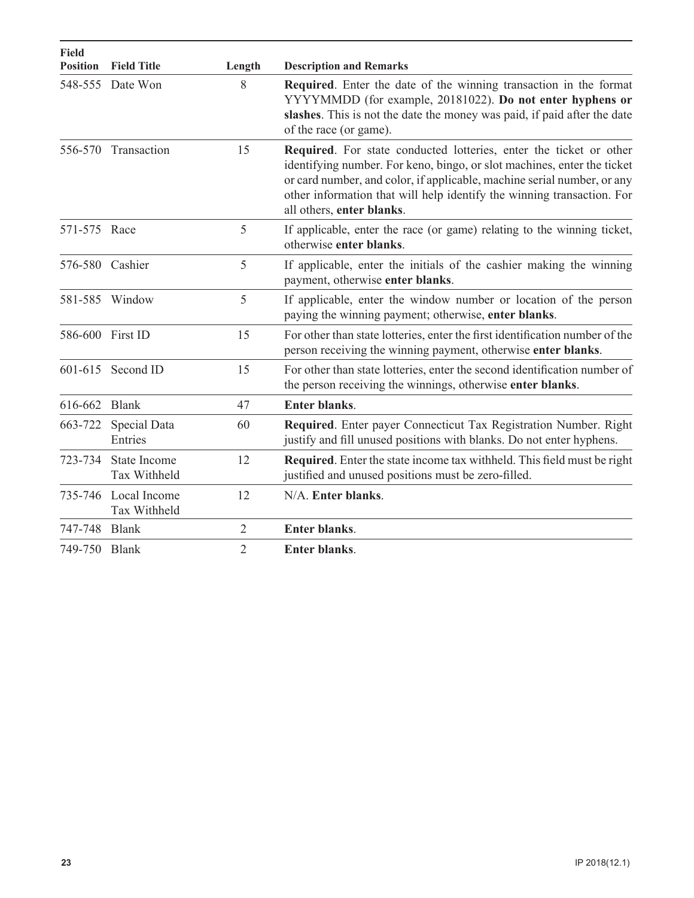| Field Position | Field Title | Length | Description and Remarks |
|---|---|---|---|
| 548-555 | Date Won | 8 | **Required**. Enter the date of the winning transaction in the format YYYYMMDD (for example, 20181022). **Do not enter hyphens or slashes**. This is not the date the money was paid, if paid after the date of the race (or game). |
| 556-570 | Transaction | 15 | **Required**. For state conducted lotteries, enter the ticket or other identifying number. For keno, bingo, or slot machines, enter the ticket or card number, and color, if applicable, machine serial number, or any other information that will help identify the winning transaction. For all others, **enter blanks**. |
| 571-575 | Race | 5 | If applicable, enter the race (or game) relating to the winning ticket, otherwise **enter blanks**. |
| 576-580 | Cashier | 5 | If applicable, enter the initials of the cashier making the winning payment, otherwise **enter blanks**. |
| 581-585 | Window | 5 | If applicable, enter the window number or location of the person paying the winning payment; otherwise, **enter blanks**. |
| 586-600 | First ID | 15 | For other than state lotteries, enter the first identification number of the person receiving the winning payment, otherwise **enter blanks**. |
| 601-615 | Second ID | 15 | For other than state lotteries, enter the second identification number of the person receiving the winnings, otherwise **enter blanks**. |
| 616-662 | Blank | 47 | **Enter blanks**. |
| 663-722 | Special Data Entries | 60 | **Required**. Enter payer Connecticut Tax Registration Number. Right justify and fill unused positions with blanks. Do not enter hyphens. |
| 723-734 | State Income Tax Withheld | 12 | **Required**. Enter the state income tax withheld. This field must be right justified and unused positions must be zero-filled. |
| 735-746 | Local Income Tax Withheld | 12 | N/A. **Enter blanks**. |
| 747-748 | Blank | 2 | **Enter blanks**. |
| 749-750 | Blank | 2 | **Enter blanks**. |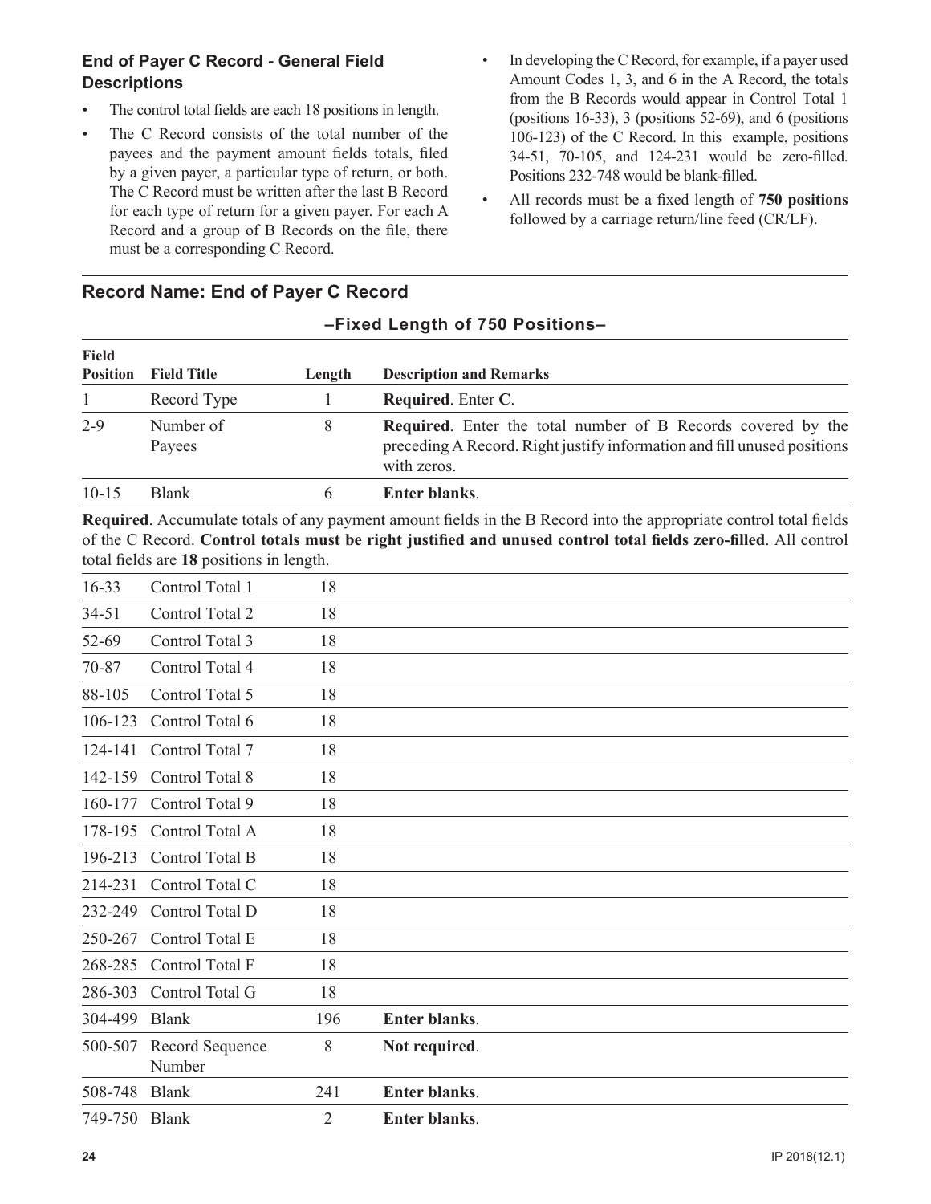### End of Payer C Record - General Field Descriptions

- The control total fields are each 18 positions in length.
- The C Record consists of the total number of the payees and the payment amount fields totals, filed by a given payer, a particular type of return, or both. The C Record must be written after the last B Record for each type of return for a given payer. For each A Record and a group of B Records on the file, there must be a corresponding C Record.
- In developing the C Record, for example, if a payer used Amount Codes 1, 3, and 6 in the A Record, the totals from the B Records would appear in Control Total 1 (positions 16-33), 3 (positions 52-69), and 6 (positions 106-123) of the C Record. In this example, positions 34-51, 70-105, and 124-231 would be zero-filled. Positions 232-748 would be blank-filled.
- All records must be a fixed length of **750 positions** followed by a carriage return/line feed (CR/LF).

## Record Name: End of Payer C Record

**–Fixed Length of 750 Positions–**

| Field Position | Field Title | Length | Description and Remarks |
|---|---|---|---|
| 1 | Record Type | 1 | **Required**. Enter **C**. |
| 2-9 | Number of Payees | 8 | **Required**. Enter the total number of B Records covered by the preceding A Record. Right justify information and fill unused positions with zeros. |
| 10-15 | Blank | 6 | **Enter blanks**. |
| **Required**. Accumulate totals of any payment amount fields in the B Record into the appropriate control total fields of the C Record. **Control totals must be right justified and unused control total fields zero-filled**. All control total fields are **18** positions in length. | | | |
| 16-33 | Control Total 1 | 18 | |
| 34-51 | Control Total 2 | 18 | |
| 52-69 | Control Total 3 | 18 | |
| 70-87 | Control Total 4 | 18 | |
| 88-105 | Control Total 5 | 18 | |
| 106-123 | Control Total 6 | 18 | |
| 124-141 | Control Total 7 | 18 | |
| 142-159 | Control Total 8 | 18 | |
| 160-177 | Control Total 9 | 18 | |
| 178-195 | Control Total A | 18 | |
| 196-213 | Control Total B | 18 | |
| 214-231 | Control Total C | 18 | |
| 232-249 | Control Total D | 18 | |
| 250-267 | Control Total E | 18 | |
| 268-285 | Control Total F | 18 | |
| 286-303 | Control Total G | 18 | |
| 304-499 | Blank | 196 | **Enter blanks**. |
| 500-507 | Record Sequence Number | 8 | **Not required**. |
| 508-748 | Blank | 241 | **Enter blanks**. |
| 749-750 | Blank | 2 | **Enter blanks**. |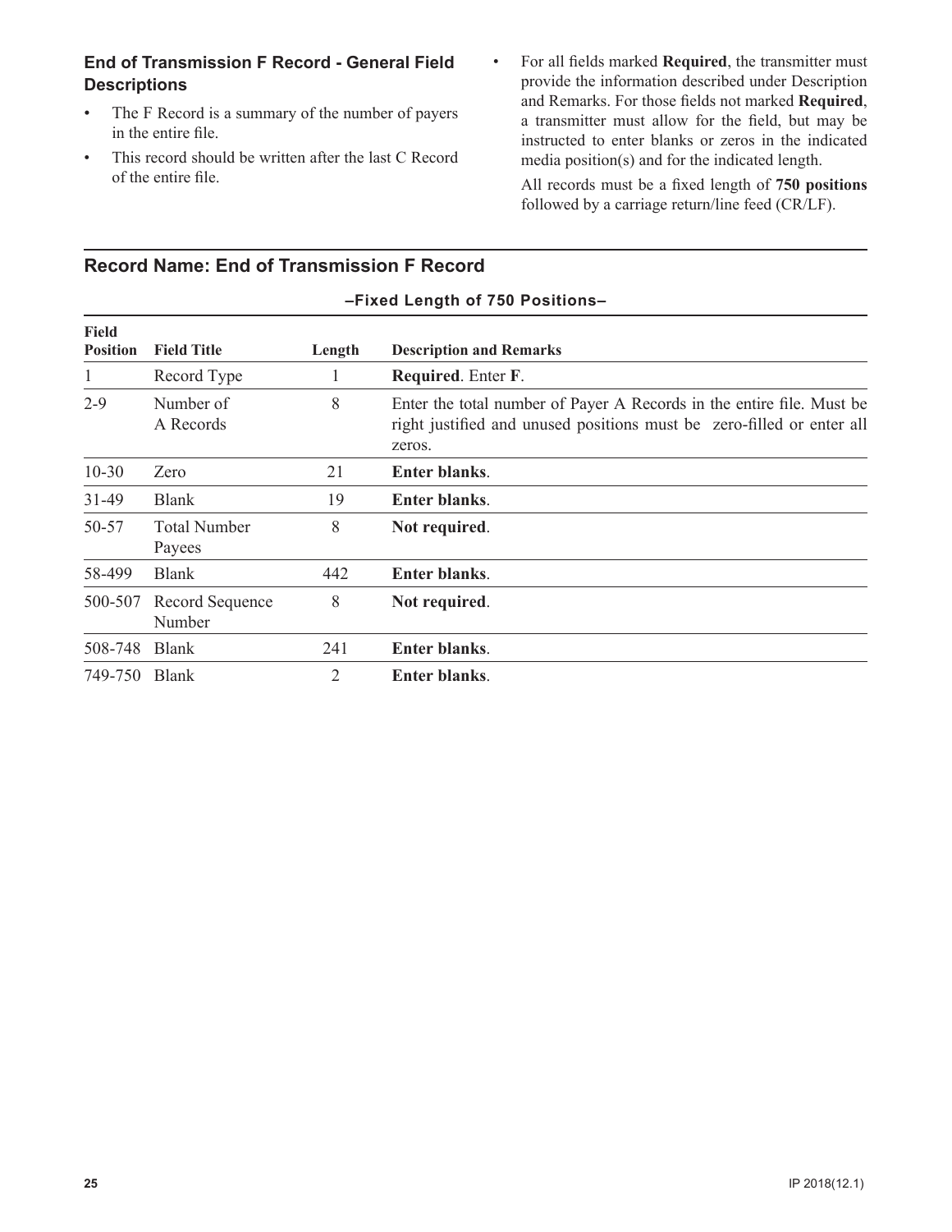### End of Transmission F Record - General Field Descriptions

- The F Record is a summary of the number of payers in the entire file.
- This record should be written after the last C Record of the entire file.
- For all fields marked **Required**, the transmitter must provide the information described under Description and Remarks. For those fields not marked **Required**, a transmitter must allow for the field, but may be instructed to enter blanks or zeros in the indicated media position(s) and for the indicated length.

  All records must be a fixed length of **750 positions** followed by a carriage return/line feed (CR/LF).

## Record Name: End of Transmission F Record

**–Fixed Length of 750 Positions–**

| Field Position | Field Title | Length | Description and Remarks |
|---|---|---|---|
| 1 | Record Type | 1 | **Required**. Enter **F**. |
| 2-9 | Number of A Records | 8 | Enter the total number of Payer A Records in the entire file. Must be right justified and unused positions must be zero-filled or enter all zeros. |
| 10-30 | Zero | 21 | **Enter blanks**. |
| 31-49 | Blank | 19 | **Enter blanks**. |
| 50-57 | Total Number Payees | 8 | **Not required**. |
| 58-499 | Blank | 442 | **Enter blanks**. |
| 500-507 | Record Sequence Number | 8 | **Not required**. |
| 508-748 | Blank | 241 | **Enter blanks**. |
| 749-750 | Blank | 2 | **Enter blanks**. |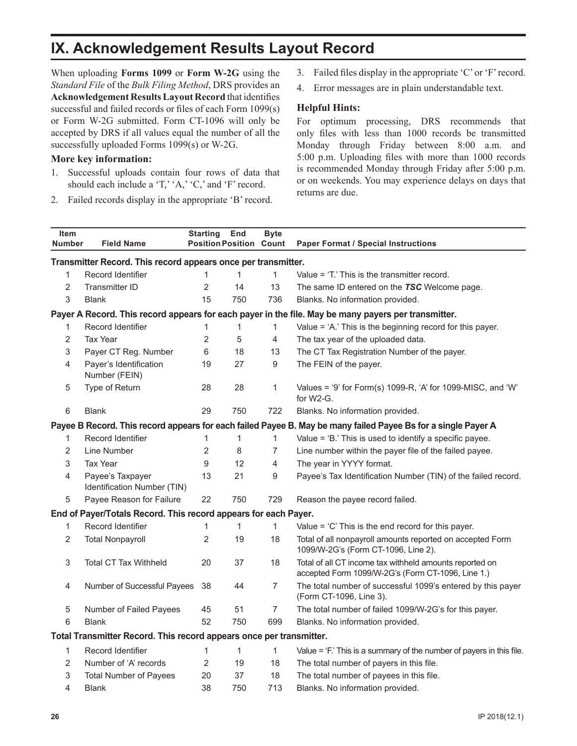# IX. Acknowledgement Results Layout Record

When uploading **Forms 1099** or **Form W-2G** using the *Standard File* of the *Bulk Filing Method*, DRS provides an **Acknowledgement Results Layout Record** that identifies successful and failed records or files of each Form 1099(s) or Form W-2G submitted. Form CT-1096 will only be accepted by DRS if all values equal the number of all the successfully uploaded Forms 1099(s) or W-2G.

### More key information:

1. Successful uploads contain four rows of data that should each include a 'T,' 'A,' 'C,' and 'F' record.
2. Failed records display in the appropriate 'B' record.
3. Failed files display in the appropriate 'C' or 'F' record.
4. Error messages are in plain understandable text.

### Helpful Hints:

For optimum processing, DRS recommends that only files with less than 1000 records be transmitted Monday through Friday between 8:00 a.m. and 5:00 p.m. Uploading files with more than 1000 records is recommended Monday through Friday after 5:00 p.m. or on weekends. You may experience delays on days that returns are due.

| Item Number | Field Name | Starting Position | End Position | Byte Count | Paper Format / Special Instructions |
|---|---|---|---|---|---|
| **Transmitter Record. This record appears once per transmitter.** | | | | | |
| 1 | Record Identifier | 1 | 1 | 1 | Value = 'T.' This is the transmitter record. |
| 2 | Transmitter ID | 2 | 14 | 13 | The same ID entered on the ***TSC*** Welcome page. |
| 3 | Blank | 15 | 750 | 736 | Blanks. No information provided. |
| **Payer A Record. This record appears for each payer in the file. May be many payers per transmitter.** | | | | | |
| 1 | Record Identifier | 1 | 1 | 1 | Value = 'A.' This is the beginning record for this payer. |
| 2 | Tax Year | 2 | 5 | 4 | The tax year of the uploaded data. |
| 3 | Payer CT Reg. Number | 6 | 18 | 13 | The CT Tax Registration Number of the payer. |
| 4 | Payer's Identification Number (FEIN) | 19 | 27 | 9 | The FEIN of the payer. |
| 5 | Type of Return | 28 | 28 | 1 | Values = '9' for Form(s) 1099-R, 'A' for 1099-MISC, and 'W' for W2-G. |
| 6 | Blank | 29 | 750 | 722 | Blanks. No information provided. |
| **Payee B Record. This record appears for each failed Payee B. May be many failed Payee Bs for a single Payer A** | | | | | |
| 1 | Record Identifier | 1 | 1 | 1 | Value = 'B.' This is used to identify a specific payee. |
| 2 | Line Number | 2 | 8 | 7 | Line number within the payer file of the failed payee. |
| 3 | Tax Year | 9 | 12 | 4 | The year in YYYY format. |
| 4 | Payee's Taxpayer Identification Number (TIN) | 13 | 21 | 9 | Payee's Tax Identification Number (TIN) of the failed record. |
| 5 | Payee Reason for Failure | 22 | 750 | 729 | Reason the payee record failed. |
| **End of Payer/Totals Record. This record appears for each Payer.** | | | | | |
| 1 | Record Identifier | 1 | 1 | 1 | Value = 'C' This is the end record for this payer. |
| 2 | Total Nonpayroll | 2 | 19 | 18 | Total of all nonpayroll amounts reported on accepted Form 1099/W-2G's (Form CT-1096, Line 2). |
| 3 | Total CT Tax Withheld | 20 | 37 | 18 | Total of all CT income tax withheld amounts reported on accepted Form 1099/W-2G's (Form CT-1096, Line 1.) |
| 4 | Number of Successful Payees | 38 | 44 | 7 | The total number of successful 1099's entered by this payer (Form CT-1096, Line 3). |
| 5 | Number of Failed Payees | 45 | 51 | 7 | The total number of failed 1099/W-2G's for this payer. |
| 6 | Blank | 52 | 750 | 699 | Blanks. No information provided. |
| **Total Transmitter Record. This record appears once per transmitter.** | | | | | |
| 1 | Record Identifier | 1 | 1 | 1 | Value = 'F.' This is a summary of the number of payers in this file. |
| 2 | Number of 'A' records | 2 | 19 | 18 | The total number of payers in this file. |
| 3 | Total Number of Payees | 20 | 37 | 18 | The total number of payees in this file. |
| 4 | Blank | 38 | 750 | 713 | Blanks. No information provided. |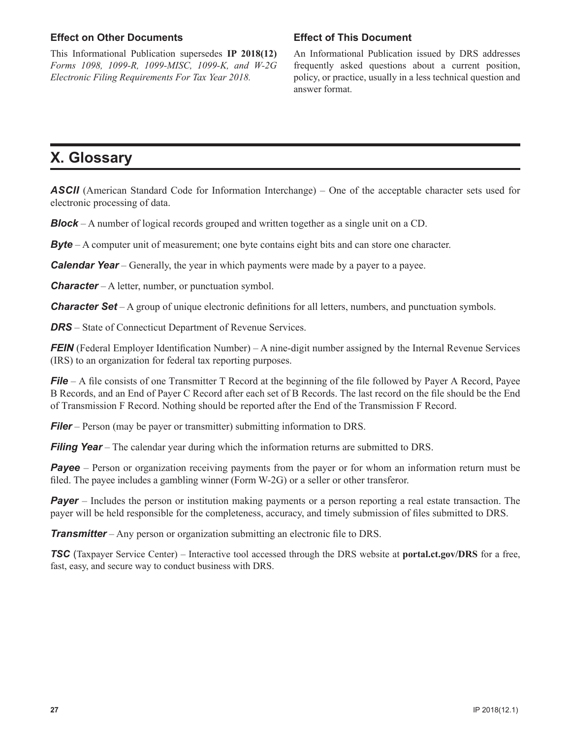### Effect on Other Documents

This Informational Publication supersedes **IP 2018(12)** *Forms 1098, 1099-R, 1099-MISC, 1099-K, and W-2G Electronic Filing Requirements For Tax Year 2018.*

### Effect of This Document

An Informational Publication issued by DRS addresses frequently asked questions about a current position, policy, or practice, usually in a less technical question and answer format.

## X. Glossary

***ASCII*** (American Standard Code for Information Interchange) – One of the acceptable character sets used for electronic processing of data.

***Block*** – A number of logical records grouped and written together as a single unit on a CD.

***Byte*** – A computer unit of measurement; one byte contains eight bits and can store one character.

***Calendar Year*** – Generally, the year in which payments were made by a payer to a payee.

***Character*** – A letter, number, or punctuation symbol.

***Character Set*** – A group of unique electronic definitions for all letters, numbers, and punctuation symbols.

***DRS*** – State of Connecticut Department of Revenue Services.

***FEIN*** (Federal Employer Identification Number) – A nine-digit number assigned by the Internal Revenue Services (IRS) to an organization for federal tax reporting purposes.

***File*** – A file consists of one Transmitter T Record at the beginning of the file followed by Payer A Record, Payee B Records, and an End of Payer C Record after each set of B Records. The last record on the file should be the End of Transmission F Record. Nothing should be reported after the End of the Transmission F Record.

***Filer*** – Person (may be payer or transmitter) submitting information to DRS.

***Filing Year*** – The calendar year during which the information returns are submitted to DRS.

***Payee*** – Person or organization receiving payments from the payer or for whom an information return must be filed. The payee includes a gambling winner (Form W-2G) or a seller or other transferor.

***Payer*** – Includes the person or institution making payments or a person reporting a real estate transaction. The payer will be held responsible for the completeness, accuracy, and timely submission of files submitted to DRS.

***Transmitter*** – Any person or organization submitting an electronic file to DRS.

***TSC*** (Taxpayer Service Center) – Interactive tool accessed through the DRS website at **portal.ct.gov/DRS** for a free, fast, easy, and secure way to conduct business with DRS.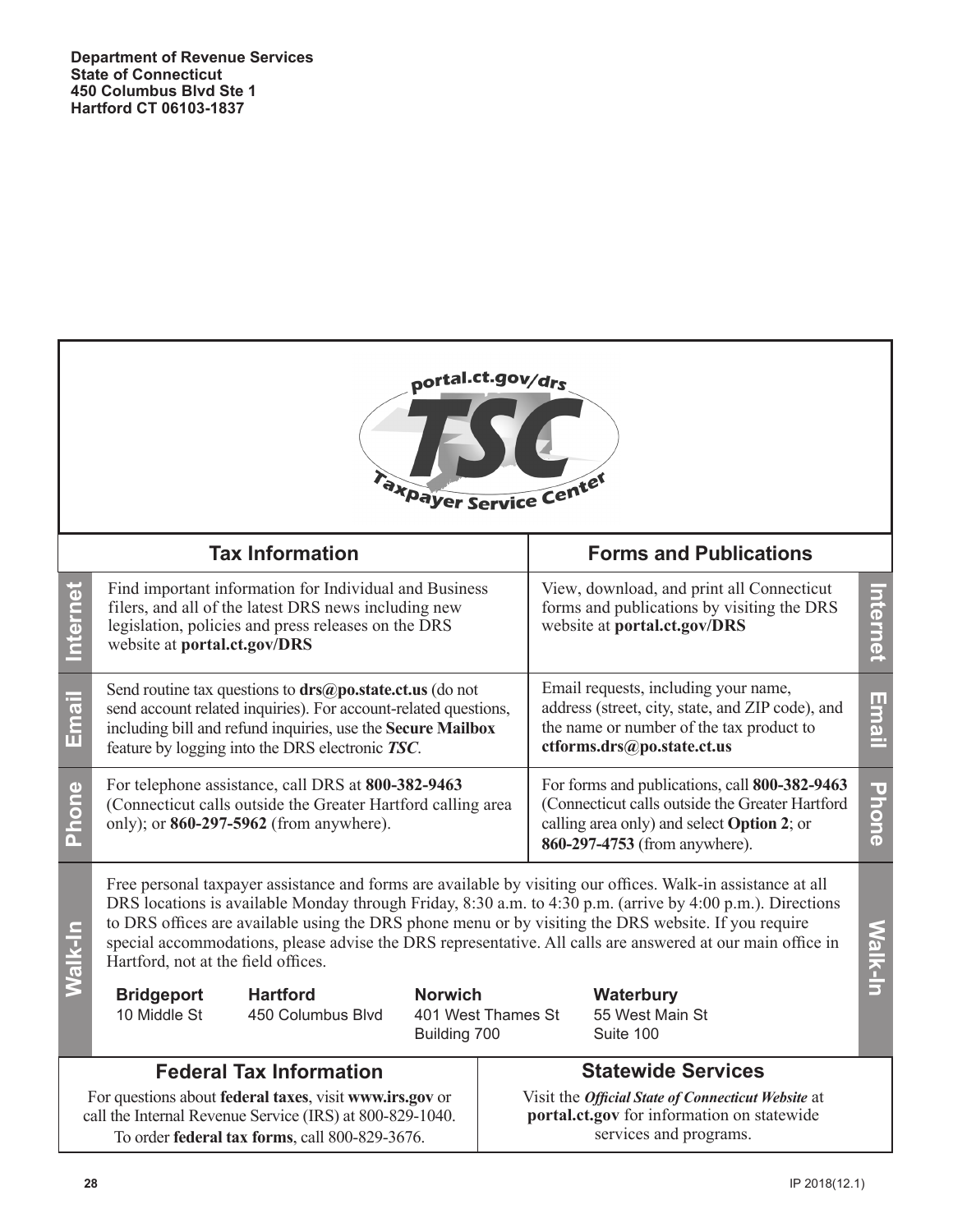**Department of Revenue Services**
**State of Connecticut**
**450 Columbus Blvd Ste 1**
**Hartford CT 06103-1837**

portal.ct.gov/drs

**TSC**

Taxpayer Service Center

| | Tax Information | Forms and Publications | |
|---|---|---|---|
| **Internet** | Find important information for Individual and Business filers, and all of the latest DRS news including new legislation, policies and press releases on the DRS website at **portal.ct.gov/DRS** | View, download, and print all Connecticut forms and publications by visiting the DRS website at **portal.ct.gov/DRS** | **Internet** |
| **Email** | Send routine tax questions to **drs@po.state.ct.us** (do not send account related inquiries). For account-related questions, including bill and refund inquiries, use the **Secure Mailbox** feature by logging into the DRS electronic ***TSC***. | Email requests, including your name, address (street, city, state, and ZIP code), and the name or number of the tax product to **ctforms.drs@po.state.ct.us** | **Email** |
| **Phone** | For telephone assistance, call DRS at **800-382-9463** (Connecticut calls outside the Greater Hartford calling area only); or **860-297-5962** (from anywhere). | For forms and publications, call **800-382-9463** (Connecticut calls outside the Greater Hartford calling area only) and select **Option 2**; or **860-297-4753** (from anywhere). | **Phone** |

**Walk-In**

Free personal taxpayer assistance and forms are available by visiting our offices. Walk-in assistance at all DRS locations is available Monday through Friday, 8:30 a.m. to 4:30 p.m. (arrive by 4:00 p.m.). Directions to DRS offices are available using the DRS phone menu or by visiting the DRS website. If you require special accommodations, please advise the DRS representative. All calls are answered at our main office in Hartford, not at the field offices.

| Bridgeport | Hartford | Norwich | Waterbury |
|---|---|---|---|
| 10 Middle St | 450 Columbus Blvd | 401 West Thames St<br>Building 700 | 55 West Main St<br>Suite 100 |

## Federal Tax Information

For questions about **federal taxes**, visit **www.irs.gov** or call the Internal Revenue Service (IRS) at 800-829-1040. To order **federal tax forms**, call 800-829-3676.

## Statewide Services

Visit the ***Official State of Connecticut Website*** at **portal.ct.gov** for information on statewide services and programs.

IP 2018(12.1)